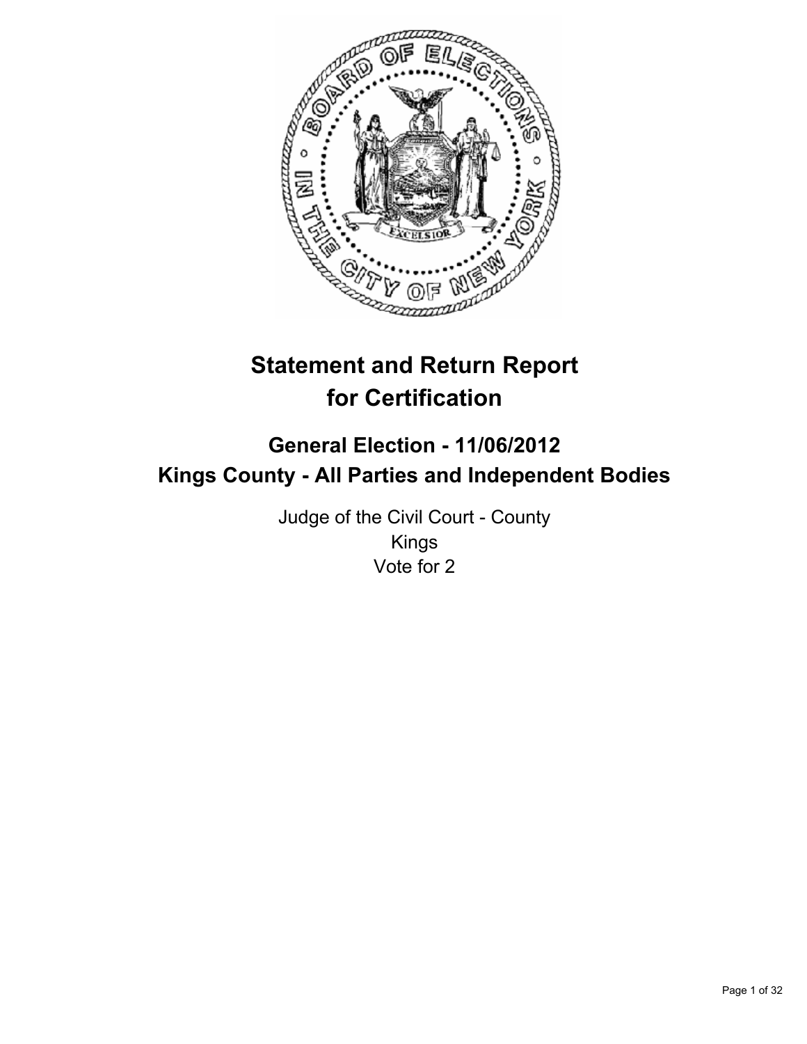# Statement and Return Report for Certification

## General Election - 11/06/2012
## Kings County - All Parties and Independent Bodies

Judge of the Civil Court - County
Kings
Vote for 2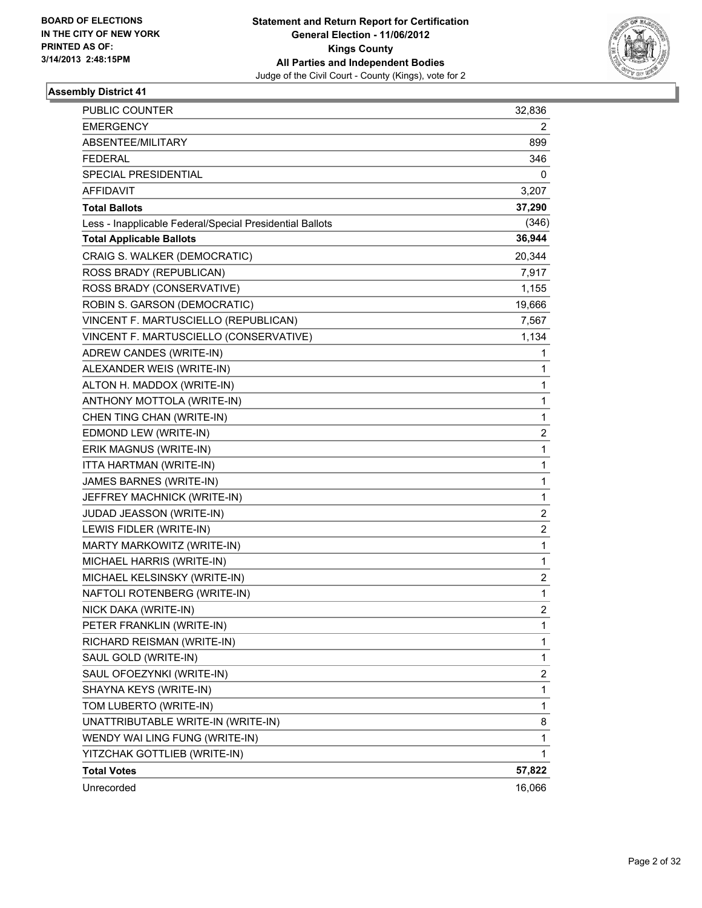BOARD OF ELECTIONS
IN THE CITY OF NEW YORK
PRINTED AS OF:
3/14/2013 2:48:15PM

**Statement and Return Report for Certification**
**General Election - 11/06/2012**
**Kings County**
**All Parties and Independent Bodies**
Judge of the Civil Court - County (Kings), vote for 2

## Assembly District 41

| | |
|---|---|
| PUBLIC COUNTER | 32,836 |
| EMERGENCY | 2 |
| ABSENTEE/MILITARY | 899 |
| FEDERAL | 346 |
| SPECIAL PRESIDENTIAL | 0 |
| AFFIDAVIT | 3,207 |
| **Total Ballots** | **37,290** |
| Less - Inapplicable Federal/Special Presidential Ballots | (346) |
| **Total Applicable Ballots** | **36,944** |
| CRAIG S. WALKER (DEMOCRATIC) | 20,344 |
| ROSS BRADY (REPUBLICAN) | 7,917 |
| ROSS BRADY (CONSERVATIVE) | 1,155 |
| ROBIN S. GARSON (DEMOCRATIC) | 19,666 |
| VINCENT F. MARTUSCIELLO (REPUBLICAN) | 7,567 |
| VINCENT F. MARTUSCIELLO (CONSERVATIVE) | 1,134 |
| ADREW CANDES (WRITE-IN) | 1 |
| ALEXANDER WEIS (WRITE-IN) | 1 |
| ALTON H. MADDOX (WRITE-IN) | 1 |
| ANTHONY MOTTOLA (WRITE-IN) | 1 |
| CHEN TING CHAN (WRITE-IN) | 1 |
| EDMOND LEW (WRITE-IN) | 2 |
| ERIK MAGNUS (WRITE-IN) | 1 |
| ITTA HARTMAN (WRITE-IN) | 1 |
| JAMES BARNES (WRITE-IN) | 1 |
| JEFFREY MACHNICK (WRITE-IN) | 1 |
| JUDAD JEASSON (WRITE-IN) | 2 |
| LEWIS FIDLER (WRITE-IN) | 2 |
| MARTY MARKOWITZ (WRITE-IN) | 1 |
| MICHAEL HARRIS (WRITE-IN) | 1 |
| MICHAEL KELSINSKY (WRITE-IN) | 2 |
| NAFTOLI ROTENBERG (WRITE-IN) | 1 |
| NICK DAKA (WRITE-IN) | 2 |
| PETER FRANKLIN (WRITE-IN) | 1 |
| RICHARD REISMAN (WRITE-IN) | 1 |
| SAUL GOLD (WRITE-IN) | 1 |
| SAUL OFOEZYNKI (WRITE-IN) | 2 |
| SHAYNA KEYS (WRITE-IN) | 1 |
| TOM LUBERTO (WRITE-IN) | 1 |
| UNATTRIBUTABLE WRITE-IN (WRITE-IN) | 8 |
| WENDY WAI LING FUNG (WRITE-IN) | 1 |
| YITZCHAK GOTTLIEB (WRITE-IN) | 1 |
| **Total Votes** | **57,822** |
| Unrecorded | 16,066 |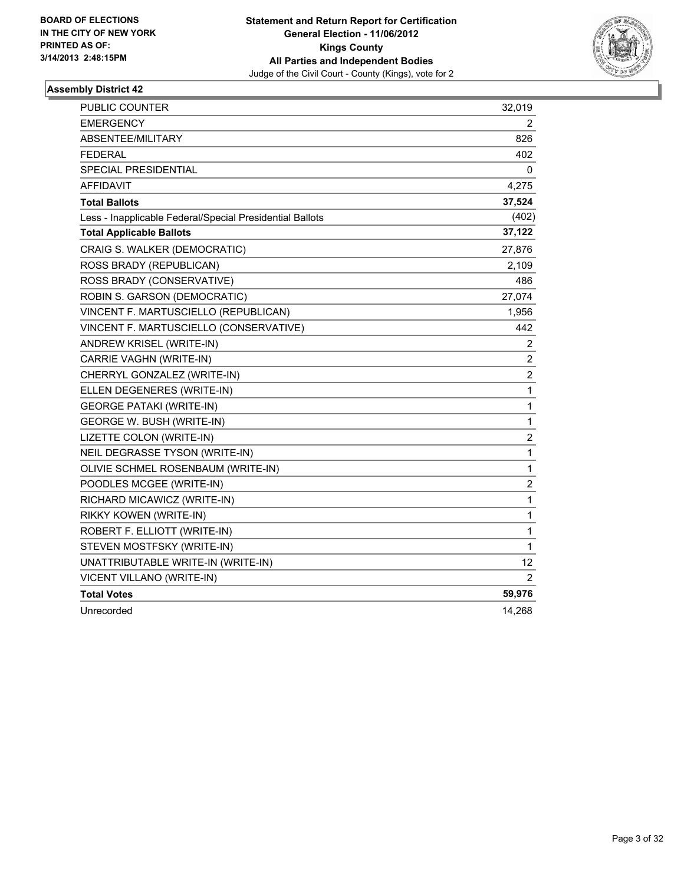**BOARD OF ELECTIONS IN THE CITY OF NEW YORK PRINTED AS OF: 3/14/2013 2:48:15PM**

**Statement and Return Report for Certification**
**General Election - 11/06/2012**
**Kings County**
**All Parties and Independent Bodies**
Judge of the Civil Court - County (Kings), vote for 2

### Assembly District 42

| | |
|---|---|
| PUBLIC COUNTER | 32,019 |
| EMERGENCY | 2 |
| ABSENTEE/MILITARY | 826 |
| FEDERAL | 402 |
| SPECIAL PRESIDENTIAL | 0 |
| AFFIDAVIT | 4,275 |
| **Total Ballots** | **37,524** |
| Less - Inapplicable Federal/Special Presidential Ballots | (402) |
| **Total Applicable Ballots** | **37,122** |
| CRAIG S. WALKER (DEMOCRATIC) | 27,876 |
| ROSS BRADY (REPUBLICAN) | 2,109 |
| ROSS BRADY (CONSERVATIVE) | 486 |
| ROBIN S. GARSON (DEMOCRATIC) | 27,074 |
| VINCENT F. MARTUSCIELLO (REPUBLICAN) | 1,956 |
| VINCENT F. MARTUSCIELLO (CONSERVATIVE) | 442 |
| ANDREW KRISEL (WRITE-IN) | 2 |
| CARRIE VAGHN (WRITE-IN) | 2 |
| CHERRYL GONZALEZ (WRITE-IN) | 2 |
| ELLEN DEGENERES (WRITE-IN) | 1 |
| GEORGE PATAKI (WRITE-IN) | 1 |
| GEORGE W. BUSH (WRITE-IN) | 1 |
| LIZETTE COLON (WRITE-IN) | 2 |
| NEIL DEGRASSE TYSON (WRITE-IN) | 1 |
| OLIVIE SCHMEL ROSENBAUM (WRITE-IN) | 1 |
| POODLES MCGEE (WRITE-IN) | 2 |
| RICHARD MICAWICZ (WRITE-IN) | 1 |
| RIKKY KOWEN (WRITE-IN) | 1 |
| ROBERT F. ELLIOTT (WRITE-IN) | 1 |
| STEVEN MOSTFSKY (WRITE-IN) | 1 |
| UNATTRIBUTABLE WRITE-IN (WRITE-IN) | 12 |
| VICENT VILLANO (WRITE-IN) | 2 |
| **Total Votes** | **59,976** |
| Unrecorded | 14,268 |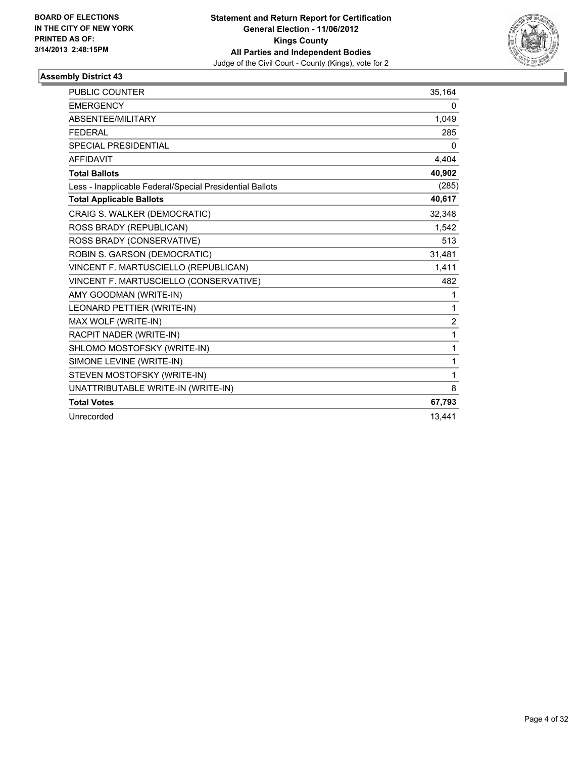BOARD OF ELECTIONS
IN THE CITY OF NEW YORK
PRINTED AS OF:
3/14/2013 2:48:15PM

**Statement and Return Report for Certification**
**General Election - 11/06/2012**
**Kings County**
**All Parties and Independent Bodies**
Judge of the Civil Court - County (Kings), vote for 2

## Assembly District 43

| | |
|---|---|
| PUBLIC COUNTER | 35,164 |
| EMERGENCY | 0 |
| ABSENTEE/MILITARY | 1,049 |
| FEDERAL | 285 |
| SPECIAL PRESIDENTIAL | 0 |
| AFFIDAVIT | 4,404 |
| **Total Ballots** | **40,902** |
| Less - Inapplicable Federal/Special Presidential Ballots | (285) |
| **Total Applicable Ballots** | **40,617** |
| CRAIG S. WALKER (DEMOCRATIC) | 32,348 |
| ROSS BRADY (REPUBLICAN) | 1,542 |
| ROSS BRADY (CONSERVATIVE) | 513 |
| ROBIN S. GARSON (DEMOCRATIC) | 31,481 |
| VINCENT F. MARTUSCIELLO (REPUBLICAN) | 1,411 |
| VINCENT F. MARTUSCIELLO (CONSERVATIVE) | 482 |
| AMY GOODMAN (WRITE-IN) | 1 |
| LEONARD PETTIER (WRITE-IN) | 1 |
| MAX WOLF (WRITE-IN) | 2 |
| RACPIT NADER (WRITE-IN) | 1 |
| SHLOMO MOSTOFSKY (WRITE-IN) | 1 |
| SIMONE LEVINE (WRITE-IN) | 1 |
| STEVEN MOSTOFSKY (WRITE-IN) | 1 |
| UNATTRIBUTABLE WRITE-IN (WRITE-IN) | 8 |
| **Total Votes** | **67,793** |
| Unrecorded | 13,441 |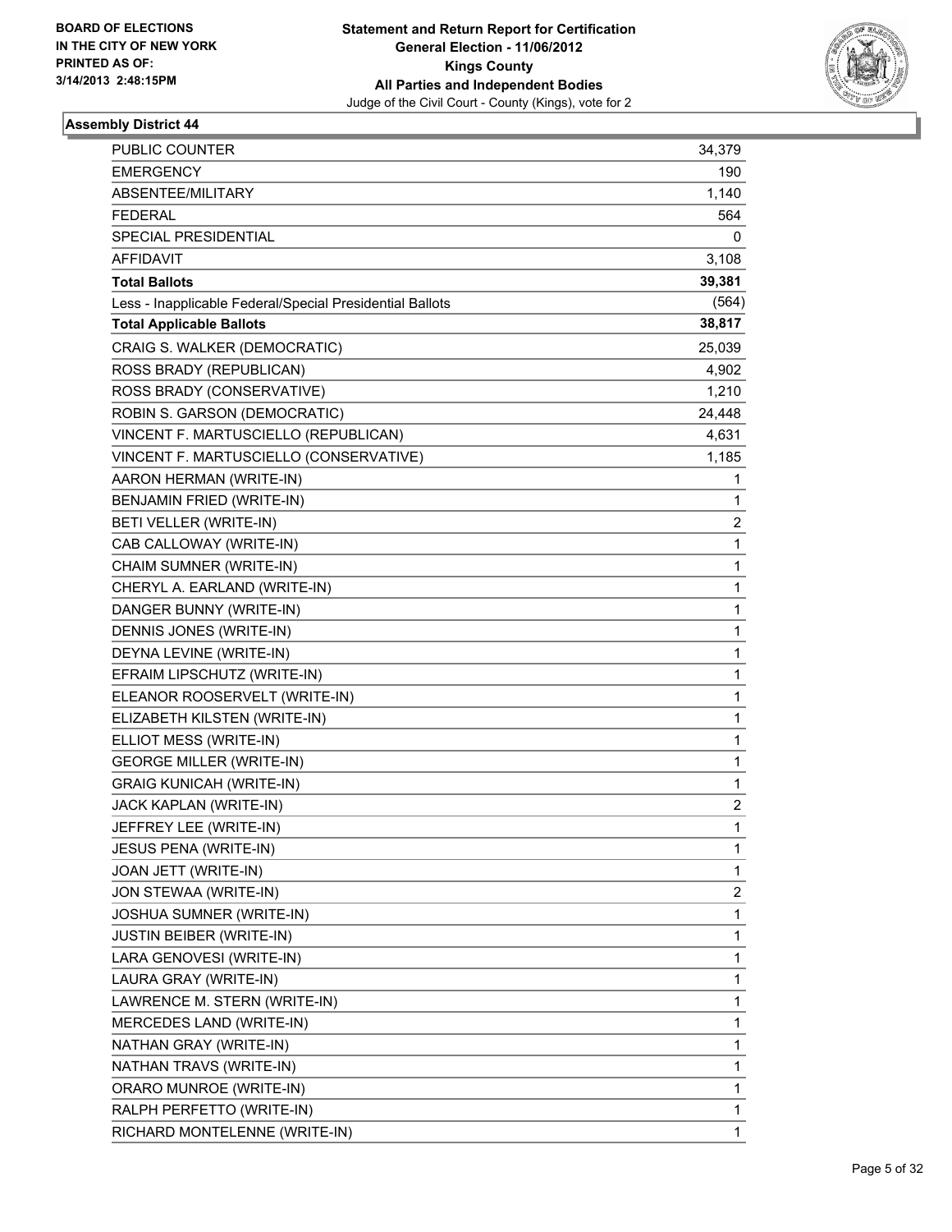BOARD OF ELECTIONS
IN THE CITY OF NEW YORK
PRINTED AS OF:
3/14/2013 2:48:15PM

**Statement and Return Report for Certification**
**General Election - 11/06/2012**
**Kings County**
**All Parties and Independent Bodies**
Judge of the Civil Court - County (Kings), vote for 2

### Assembly District 44

| | |
|---|---|
| PUBLIC COUNTER | 34,379 |
| EMERGENCY | 190 |
| ABSENTEE/MILITARY | 1,140 |
| FEDERAL | 564 |
| SPECIAL PRESIDENTIAL | 0 |
| AFFIDAVIT | 3,108 |
| **Total Ballots** | **39,381** |
| Less - Inapplicable Federal/Special Presidential Ballots | (564) |
| **Total Applicable Ballots** | **38,817** |
| CRAIG S. WALKER (DEMOCRATIC) | 25,039 |
| ROSS BRADY (REPUBLICAN) | 4,902 |
| ROSS BRADY (CONSERVATIVE) | 1,210 |
| ROBIN S. GARSON (DEMOCRATIC) | 24,448 |
| VINCENT F. MARTUSCIELLO (REPUBLICAN) | 4,631 |
| VINCENT F. MARTUSCIELLO (CONSERVATIVE) | 1,185 |
| AARON HERMAN (WRITE-IN) | 1 |
| BENJAMIN FRIED (WRITE-IN) | 1 |
| BETI VELLER (WRITE-IN) | 2 |
| CAB CALLOWAY (WRITE-IN) | 1 |
| CHAIM SUMNER (WRITE-IN) | 1 |
| CHERYL A. EARLAND (WRITE-IN) | 1 |
| DANGER BUNNY (WRITE-IN) | 1 |
| DENNIS JONES (WRITE-IN) | 1 |
| DEYNA LEVINE (WRITE-IN) | 1 |
| EFRAIM LIPSCHUTZ (WRITE-IN) | 1 |
| ELEANOR ROOSERVELT (WRITE-IN) | 1 |
| ELIZABETH KILSTEN (WRITE-IN) | 1 |
| ELLIOT MESS (WRITE-IN) | 1 |
| GEORGE MILLER (WRITE-IN) | 1 |
| GRAIG KUNICAH (WRITE-IN) | 1 |
| JACK KAPLAN (WRITE-IN) | 2 |
| JEFFREY LEE (WRITE-IN) | 1 |
| JESUS PENA (WRITE-IN) | 1 |
| JOAN JETT (WRITE-IN) | 1 |
| JON STEWAA (WRITE-IN) | 2 |
| JOSHUA SUMNER (WRITE-IN) | 1 |
| JUSTIN BEIBER (WRITE-IN) | 1 |
| LARA GENOVESI (WRITE-IN) | 1 |
| LAURA GRAY (WRITE-IN) | 1 |
| LAWRENCE M. STERN (WRITE-IN) | 1 |
| MERCEDES LAND (WRITE-IN) | 1 |
| NATHAN GRAY (WRITE-IN) | 1 |
| NATHAN TRAVS (WRITE-IN) | 1 |
| ORARO MUNROE (WRITE-IN) | 1 |
| RALPH PERFETTO (WRITE-IN) | 1 |
| RICHARD MONTELENNE (WRITE-IN) | 1 |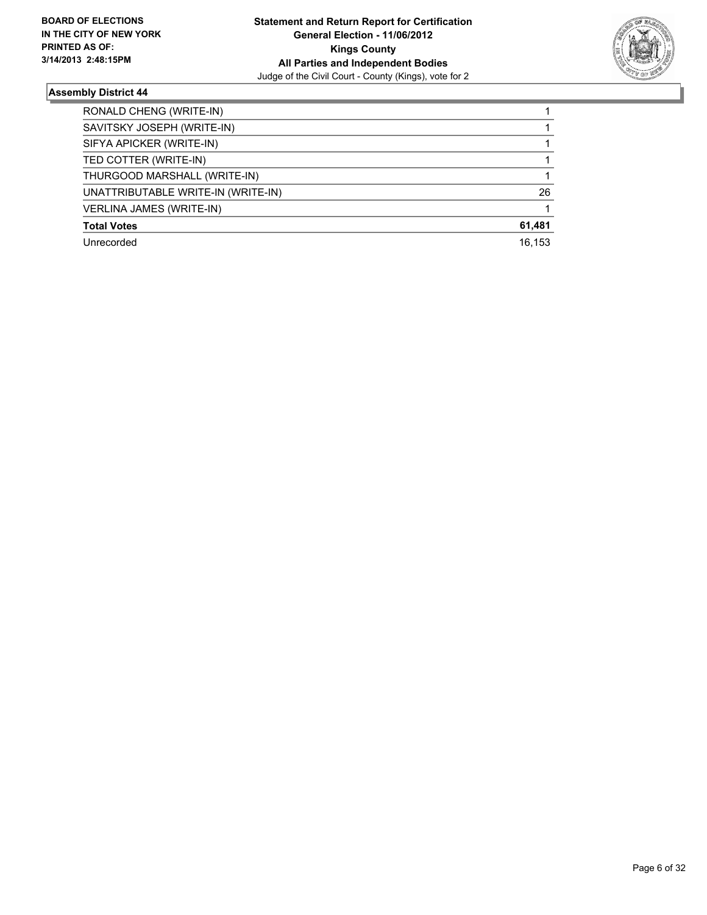**BOARD OF ELECTIONS IN THE CITY OF NEW YORK**
**PRINTED AS OF: 3/14/2013 2:48:15PM**

**Statement and Return Report for Certification**
**General Election - 11/06/2012**
**Kings County**
**All Parties and Independent Bodies**
Judge of the Civil Court - County (Kings), vote for 2

### Assembly District 44

| | |
|---|---|
| RONALD CHENG (WRITE-IN) | 1 |
| SAVITSKY JOSEPH (WRITE-IN) | 1 |
| SIFYA APICKER (WRITE-IN) | 1 |
| TED COTTER (WRITE-IN) | 1 |
| THURGOOD MARSHALL (WRITE-IN) | 1 |
| UNATTRIBUTABLE WRITE-IN (WRITE-IN) | 26 |
| VERLINA JAMES (WRITE-IN) | 1 |
| **Total Votes** | **61,481** |
| Unrecorded | 16,153 |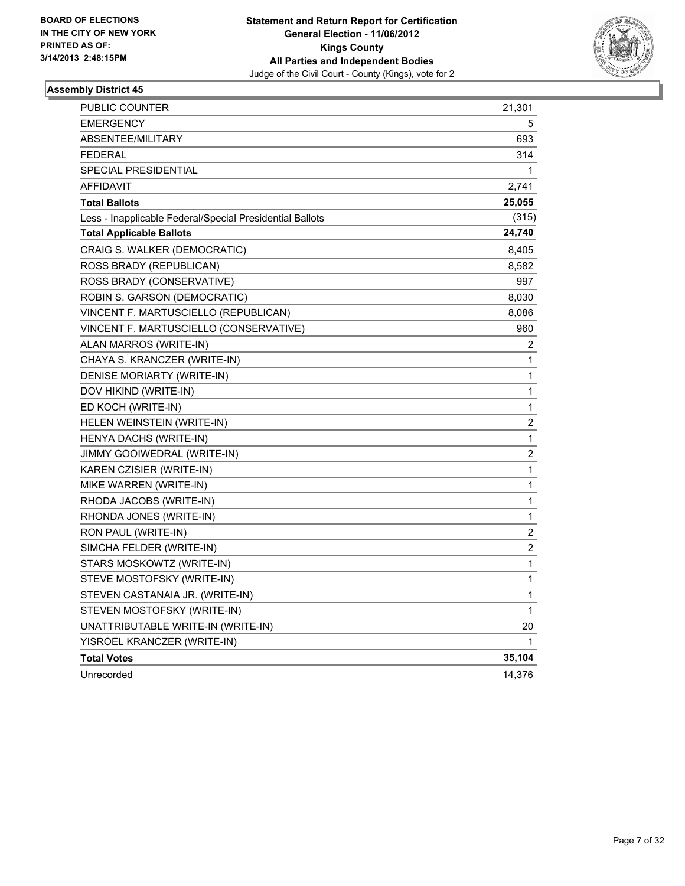BOARD OF ELECTIONS
IN THE CITY OF NEW YORK
PRINTED AS OF:
3/14/2013 2:48:15PM

**Statement and Return Report for Certification**
**General Election - 11/06/2012**
**Kings County**
**All Parties and Independent Bodies**
Judge of the Civil Court - County (Kings), vote for 2

### Assembly District 45

| | |
|---|---|
| PUBLIC COUNTER | 21,301 |
| EMERGENCY | 5 |
| ABSENTEE/MILITARY | 693 |
| FEDERAL | 314 |
| SPECIAL PRESIDENTIAL | 1 |
| AFFIDAVIT | 2,741 |
| **Total Ballots** | **25,055** |
| Less - Inapplicable Federal/Special Presidential Ballots | (315) |
| **Total Applicable Ballots** | **24,740** |
| CRAIG S. WALKER (DEMOCRATIC) | 8,405 |
| ROSS BRADY (REPUBLICAN) | 8,582 |
| ROSS BRADY (CONSERVATIVE) | 997 |
| ROBIN S. GARSON (DEMOCRATIC) | 8,030 |
| VINCENT F. MARTUSCIELLO (REPUBLICAN) | 8,086 |
| VINCENT F. MARTUSCIELLO (CONSERVATIVE) | 960 |
| ALAN MARROS (WRITE-IN) | 2 |
| CHAYA S. KRANCZER (WRITE-IN) | 1 |
| DENISE MORIARTY (WRITE-IN) | 1 |
| DOV HIKIND (WRITE-IN) | 1 |
| ED KOCH (WRITE-IN) | 1 |
| HELEN WEINSTEIN (WRITE-IN) | 2 |
| HENYA DACHS (WRITE-IN) | 1 |
| JIMMY GOOIWEDRAL (WRITE-IN) | 2 |
| KAREN CZISIER (WRITE-IN) | 1 |
| MIKE WARREN (WRITE-IN) | 1 |
| RHODA JACOBS (WRITE-IN) | 1 |
| RHONDA JONES (WRITE-IN) | 1 |
| RON PAUL (WRITE-IN) | 2 |
| SIMCHA FELDER (WRITE-IN) | 2 |
| STARS MOSKOWTZ (WRITE-IN) | 1 |
| STEVE MOSTOFSKY (WRITE-IN) | 1 |
| STEVEN CASTANAIA JR. (WRITE-IN) | 1 |
| STEVEN MOSTOFSKY (WRITE-IN) | 1 |
| UNATTRIBUTABLE WRITE-IN (WRITE-IN) | 20 |
| YISROEL KRANCZER (WRITE-IN) | 1 |
| **Total Votes** | **35,104** |
| Unrecorded | 14,376 |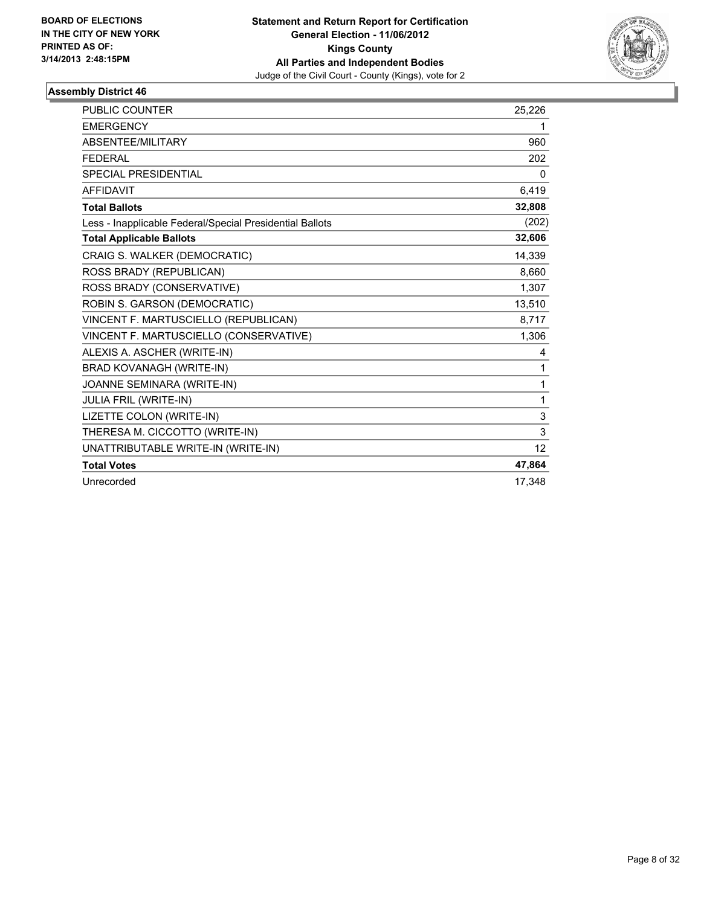**BOARD OF ELECTIONS IN THE CITY OF NEW YORK PRINTED AS OF: 3/14/2013 2:48:15PM**

**Statement and Return Report for Certification**
**General Election - 11/06/2012**
**Kings County**
**All Parties and Independent Bodies**
Judge of the Civil Court - County (Kings), vote for 2

### Assembly District 46

| | |
|---|---|
| PUBLIC COUNTER | 25,226 |
| EMERGENCY | 1 |
| ABSENTEE/MILITARY | 960 |
| FEDERAL | 202 |
| SPECIAL PRESIDENTIAL | 0 |
| AFFIDAVIT | 6,419 |
| **Total Ballots** | **32,808** |
| Less - Inapplicable Federal/Special Presidential Ballots | (202) |
| **Total Applicable Ballots** | **32,606** |
| CRAIG S. WALKER (DEMOCRATIC) | 14,339 |
| ROSS BRADY (REPUBLICAN) | 8,660 |
| ROSS BRADY (CONSERVATIVE) | 1,307 |
| ROBIN S. GARSON (DEMOCRATIC) | 13,510 |
| VINCENT F. MARTUSCIELLO (REPUBLICAN) | 8,717 |
| VINCENT F. MARTUSCIELLO (CONSERVATIVE) | 1,306 |
| ALEXIS A. ASCHER (WRITE-IN) | 4 |
| BRAD KOVANAGH (WRITE-IN) | 1 |
| JOANNE SEMINARA (WRITE-IN) | 1 |
| JULIA FRIL (WRITE-IN) | 1 |
| LIZETTE COLON (WRITE-IN) | 3 |
| THERESA M. CICCOTTO (WRITE-IN) | 3 |
| UNATTRIBUTABLE WRITE-IN (WRITE-IN) | 12 |
| **Total Votes** | **47,864** |
| Unrecorded | 17,348 |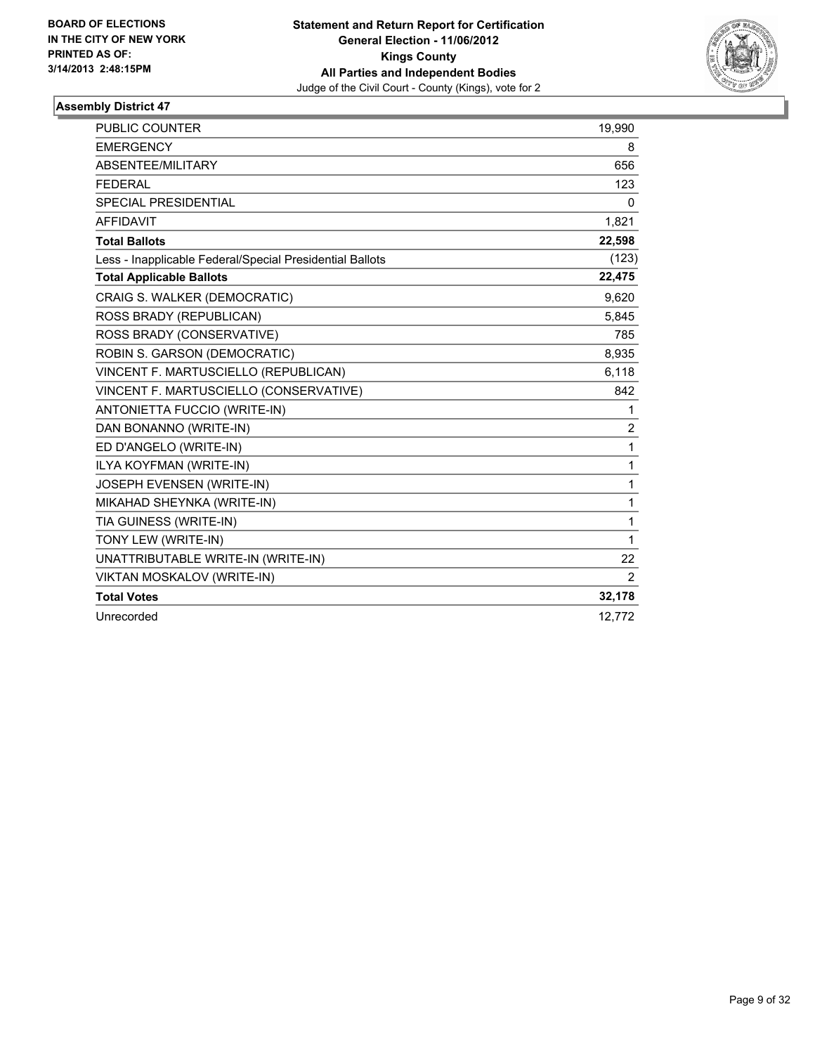BOARD OF ELECTIONS
IN THE CITY OF NEW YORK
PRINTED AS OF:
3/14/2013 2:48:15PM

**Statement and Return Report for Certification**
**General Election - 11/06/2012**
**Kings County**
**All Parties and Independent Bodies**
Judge of the Civil Court - County (Kings), vote for 2

### Assembly District 47

| | |
|---|---|
| PUBLIC COUNTER | 19,990 |
| EMERGENCY | 8 |
| ABSENTEE/MILITARY | 656 |
| FEDERAL | 123 |
| SPECIAL PRESIDENTIAL | 0 |
| AFFIDAVIT | 1,821 |
| **Total Ballots** | **22,598** |
| Less - Inapplicable Federal/Special Presidential Ballots | (123) |
| **Total Applicable Ballots** | **22,475** |
| CRAIG S. WALKER (DEMOCRATIC) | 9,620 |
| ROSS BRADY (REPUBLICAN) | 5,845 |
| ROSS BRADY (CONSERVATIVE) | 785 |
| ROBIN S. GARSON (DEMOCRATIC) | 8,935 |
| VINCENT F. MARTUSCIELLO (REPUBLICAN) | 6,118 |
| VINCENT F. MARTUSCIELLO (CONSERVATIVE) | 842 |
| ANTONIETTA FUCCIO (WRITE-IN) | 1 |
| DAN BONANNO (WRITE-IN) | 2 |
| ED D'ANGELO (WRITE-IN) | 1 |
| ILYA KOYFMAN (WRITE-IN) | 1 |
| JOSEPH EVENSEN (WRITE-IN) | 1 |
| MIKAHAD SHEYNKA (WRITE-IN) | 1 |
| TIA GUINESS (WRITE-IN) | 1 |
| TONY LEW (WRITE-IN) | 1 |
| UNATTRIBUTABLE WRITE-IN (WRITE-IN) | 22 |
| VIKTAN MOSKALOV (WRITE-IN) | 2 |
| **Total Votes** | **32,178** |
| Unrecorded | 12,772 |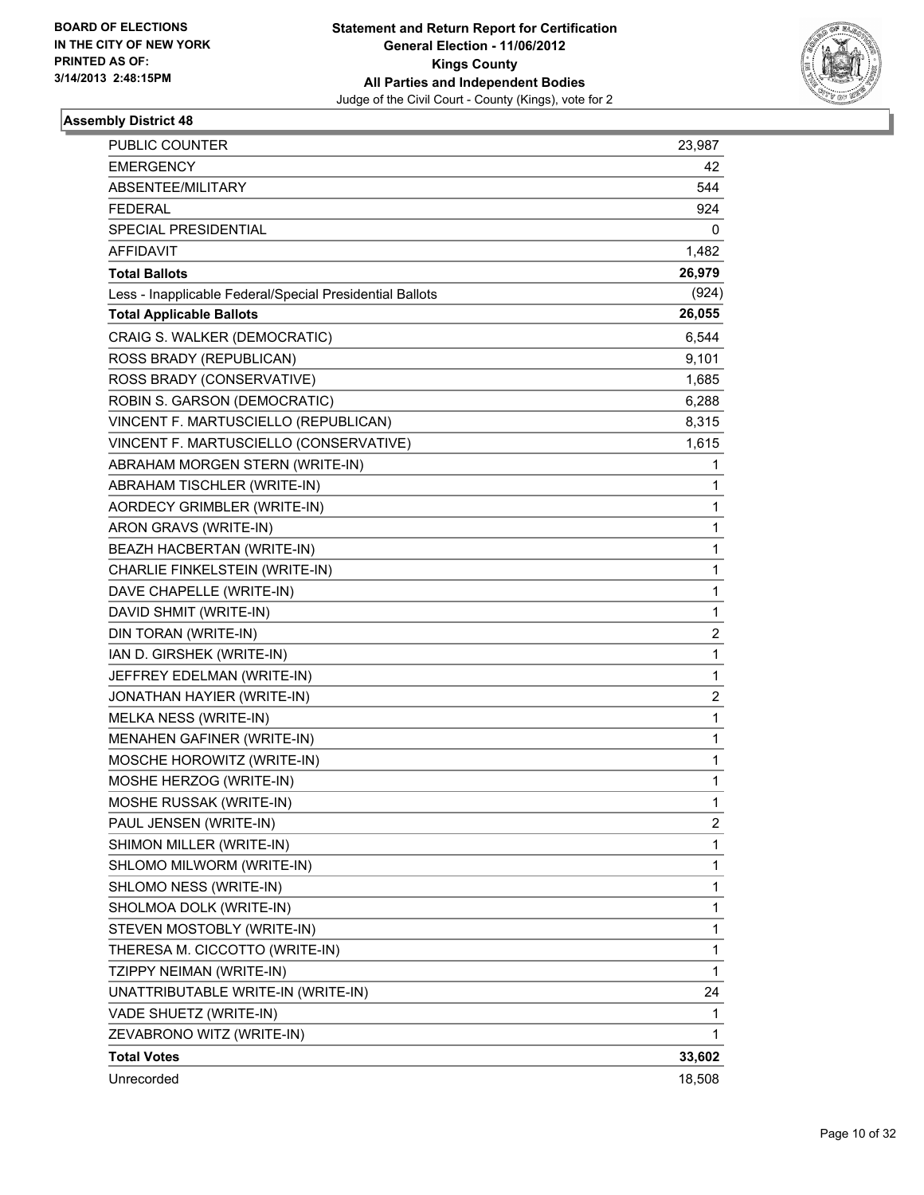BOARD OF ELECTIONS
IN THE CITY OF NEW YORK
PRINTED AS OF:
3/14/2013 2:48:15PM

**Statement and Return Report for Certification**
**General Election - 11/06/2012**
**Kings County**
**All Parties and Independent Bodies**
Judge of the Civil Court - County (Kings), vote for 2

### Assembly District 48

| | |
|---|---|
| PUBLIC COUNTER | 23,987 |
| EMERGENCY | 42 |
| ABSENTEE/MILITARY | 544 |
| FEDERAL | 924 |
| SPECIAL PRESIDENTIAL | 0 |
| AFFIDAVIT | 1,482 |
| **Total Ballots** | **26,979** |
| Less - Inapplicable Federal/Special Presidential Ballots | (924) |
| **Total Applicable Ballots** | **26,055** |
| CRAIG S. WALKER (DEMOCRATIC) | 6,544 |
| ROSS BRADY (REPUBLICAN) | 9,101 |
| ROSS BRADY (CONSERVATIVE) | 1,685 |
| ROBIN S. GARSON (DEMOCRATIC) | 6,288 |
| VINCENT F. MARTUSCIELLO (REPUBLICAN) | 8,315 |
| VINCENT F. MARTUSCIELLO (CONSERVATIVE) | 1,615 |
| ABRAHAM MORGEN STERN (WRITE-IN) | 1 |
| ABRAHAM TISCHLER (WRITE-IN) | 1 |
| AORDECY GRIMBLER (WRITE-IN) | 1 |
| ARON GRAVS (WRITE-IN) | 1 |
| BEAZH HACBERTAN (WRITE-IN) | 1 |
| CHARLIE FINKELSTEIN (WRITE-IN) | 1 |
| DAVE CHAPELLE (WRITE-IN) | 1 |
| DAVID SHMIT (WRITE-IN) | 1 |
| DIN TORAN (WRITE-IN) | 2 |
| IAN D. GIRSHEK (WRITE-IN) | 1 |
| JEFFREY EDELMAN (WRITE-IN) | 1 |
| JONATHAN HAYIER (WRITE-IN) | 2 |
| MELKA NESS (WRITE-IN) | 1 |
| MENAHEN GAFINER (WRITE-IN) | 1 |
| MOSCHE HOROWITZ (WRITE-IN) | 1 |
| MOSHE HERZOG (WRITE-IN) | 1 |
| MOSHE RUSSAK (WRITE-IN) | 1 |
| PAUL JENSEN (WRITE-IN) | 2 |
| SHIMON MILLER (WRITE-IN) | 1 |
| SHLOMO MILWORM (WRITE-IN) | 1 |
| SHLOMO NESS (WRITE-IN) | 1 |
| SHOLMOA DOLK (WRITE-IN) | 1 |
| STEVEN MOSTOBLY (WRITE-IN) | 1 |
| THERESA M. CICCOTTO (WRITE-IN) | 1 |
| TZIPPY NEIMAN (WRITE-IN) | 1 |
| UNATTRIBUTABLE WRITE-IN (WRITE-IN) | 24 |
| VADE SHUETZ (WRITE-IN) | 1 |
| ZEVABRONO WITZ (WRITE-IN) | 1 |
| **Total Votes** | **33,602** |
| Unrecorded | 18,508 |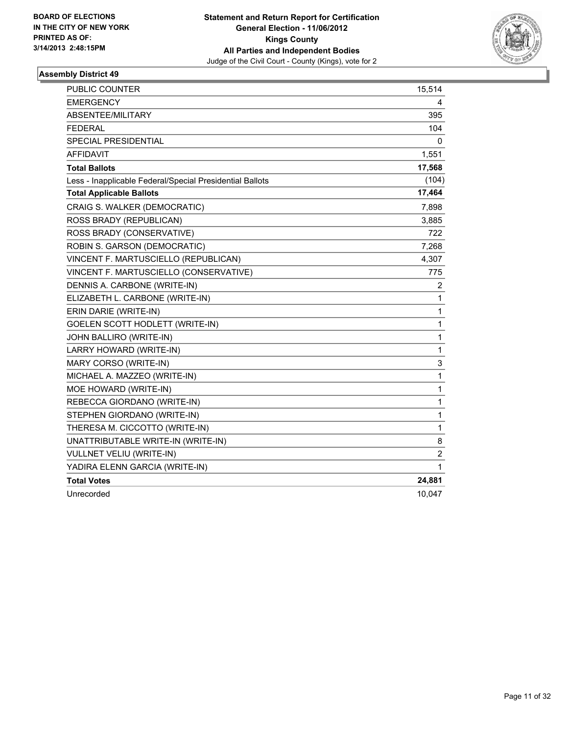BOARD OF ELECTIONS
IN THE CITY OF NEW YORK
PRINTED AS OF:
3/14/2013 2:48:15PM

**Statement and Return Report for Certification**
**General Election - 11/06/2012**
**Kings County**
**All Parties and Independent Bodies**
Judge of the Civil Court - County (Kings), vote for 2

### Assembly District 49

| | |
|---|---|
| PUBLIC COUNTER | 15,514 |
| EMERGENCY | 4 |
| ABSENTEE/MILITARY | 395 |
| FEDERAL | 104 |
| SPECIAL PRESIDENTIAL | 0 |
| AFFIDAVIT | 1,551 |
| **Total Ballots** | **17,568** |
| Less - Inapplicable Federal/Special Presidential Ballots | (104) |
| **Total Applicable Ballots** | **17,464** |
| CRAIG S. WALKER (DEMOCRATIC) | 7,898 |
| ROSS BRADY (REPUBLICAN) | 3,885 |
| ROSS BRADY (CONSERVATIVE) | 722 |
| ROBIN S. GARSON (DEMOCRATIC) | 7,268 |
| VINCENT F. MARTUSCIELLO (REPUBLICAN) | 4,307 |
| VINCENT F. MARTUSCIELLO (CONSERVATIVE) | 775 |
| DENNIS A. CARBONE (WRITE-IN) | 2 |
| ELIZABETH L. CARBONE (WRITE-IN) | 1 |
| ERIN DARIE (WRITE-IN) | 1 |
| GOELEN SCOTT HODLETT (WRITE-IN) | 1 |
| JOHN BALLIRO (WRITE-IN) | 1 |
| LARRY HOWARD (WRITE-IN) | 1 |
| MARY CORSO (WRITE-IN) | 3 |
| MICHAEL A. MAZZEO (WRITE-IN) | 1 |
| MOE HOWARD (WRITE-IN) | 1 |
| REBECCA GIORDANO (WRITE-IN) | 1 |
| STEPHEN GIORDANO (WRITE-IN) | 1 |
| THERESA M. CICCOTTO (WRITE-IN) | 1 |
| UNATTRIBUTABLE WRITE-IN (WRITE-IN) | 8 |
| VULLNET VELIU (WRITE-IN) | 2 |
| YADIRA ELENN GARCIA (WRITE-IN) | 1 |
| **Total Votes** | **24,881** |
| Unrecorded | 10,047 |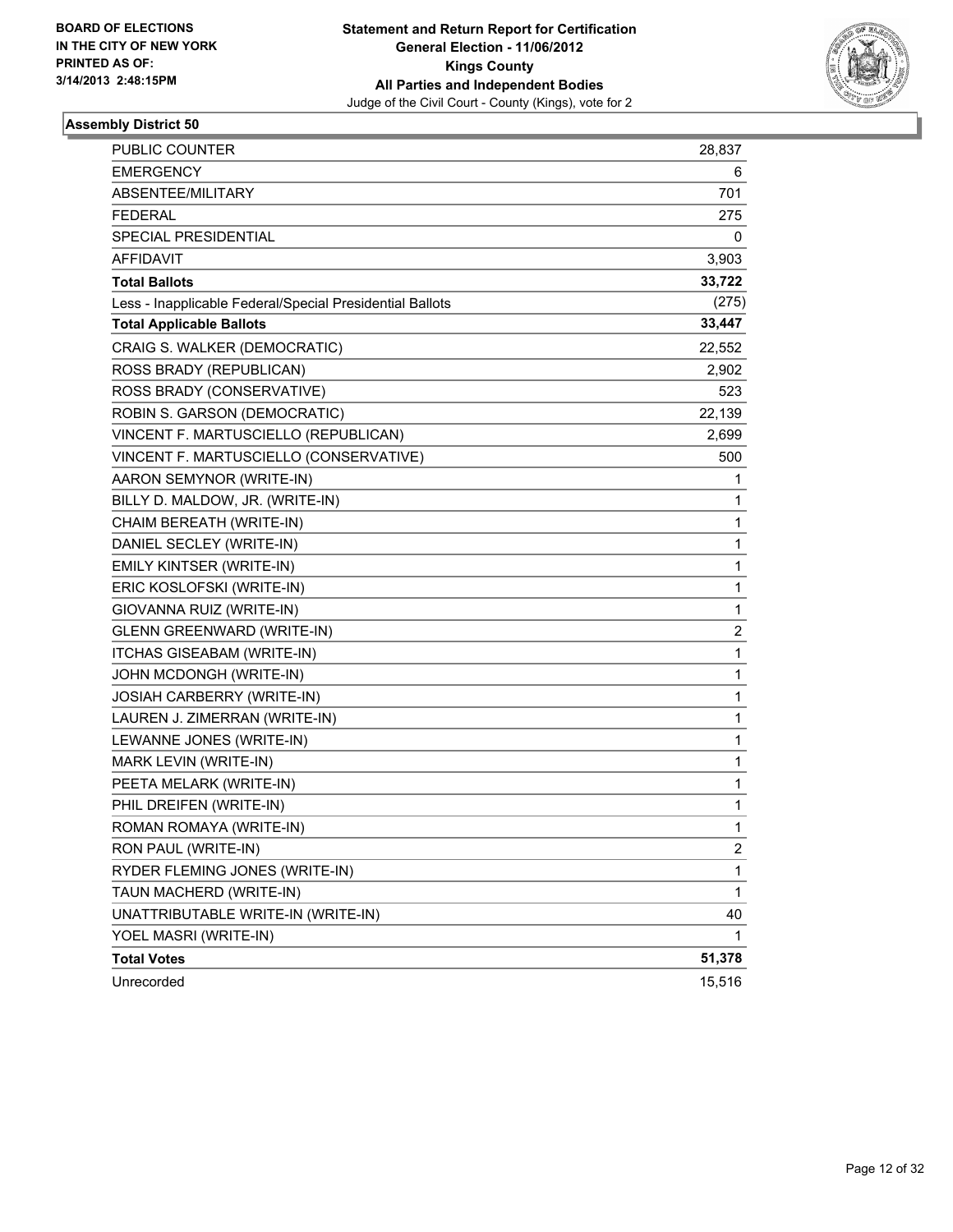BOARD OF ELECTIONS
IN THE CITY OF NEW YORK
PRINTED AS OF:
3/14/2013 2:48:15PM

**Statement and Return Report for Certification**
**General Election - 11/06/2012**
**Kings County**
**All Parties and Independent Bodies**
Judge of the Civil Court - County (Kings), vote for 2

## Assembly District 50

| | |
|---|---|
| PUBLIC COUNTER | 28,837 |
| EMERGENCY | 6 |
| ABSENTEE/MILITARY | 701 |
| FEDERAL | 275 |
| SPECIAL PRESIDENTIAL | 0 |
| AFFIDAVIT | 3,903 |
| **Total Ballots** | **33,722** |
| Less - Inapplicable Federal/Special Presidential Ballots | (275) |
| **Total Applicable Ballots** | **33,447** |
| CRAIG S. WALKER (DEMOCRATIC) | 22,552 |
| ROSS BRADY (REPUBLICAN) | 2,902 |
| ROSS BRADY (CONSERVATIVE) | 523 |
| ROBIN S. GARSON (DEMOCRATIC) | 22,139 |
| VINCENT F. MARTUSCIELLO (REPUBLICAN) | 2,699 |
| VINCENT F. MARTUSCIELLO (CONSERVATIVE) | 500 |
| AARON SEMYNOR (WRITE-IN) | 1 |
| BILLY D. MALDOW, JR. (WRITE-IN) | 1 |
| CHAIM BEREATH (WRITE-IN) | 1 |
| DANIEL SECLEY (WRITE-IN) | 1 |
| EMILY KINTSER (WRITE-IN) | 1 |
| ERIC KOSLOFSKI (WRITE-IN) | 1 |
| GIOVANNA RUIZ (WRITE-IN) | 1 |
| GLENN GREENWARD (WRITE-IN) | 2 |
| ITCHAS GISEABAM (WRITE-IN) | 1 |
| JOHN MCDONGH (WRITE-IN) | 1 |
| JOSIAH CARBERRY (WRITE-IN) | 1 |
| LAUREN J. ZIMERRAN (WRITE-IN) | 1 |
| LEWANNE JONES (WRITE-IN) | 1 |
| MARK LEVIN (WRITE-IN) | 1 |
| PEETA MELARK (WRITE-IN) | 1 |
| PHIL DREIFEN (WRITE-IN) | 1 |
| ROMAN ROMAYA (WRITE-IN) | 1 |
| RON PAUL (WRITE-IN) | 2 |
| RYDER FLEMING JONES (WRITE-IN) | 1 |
| TAUN MACHERD (WRITE-IN) | 1 |
| UNATTRIBUTABLE WRITE-IN (WRITE-IN) | 40 |
| YOEL MASRI (WRITE-IN) | 1 |
| **Total Votes** | **51,378** |
| Unrecorded | 15,516 |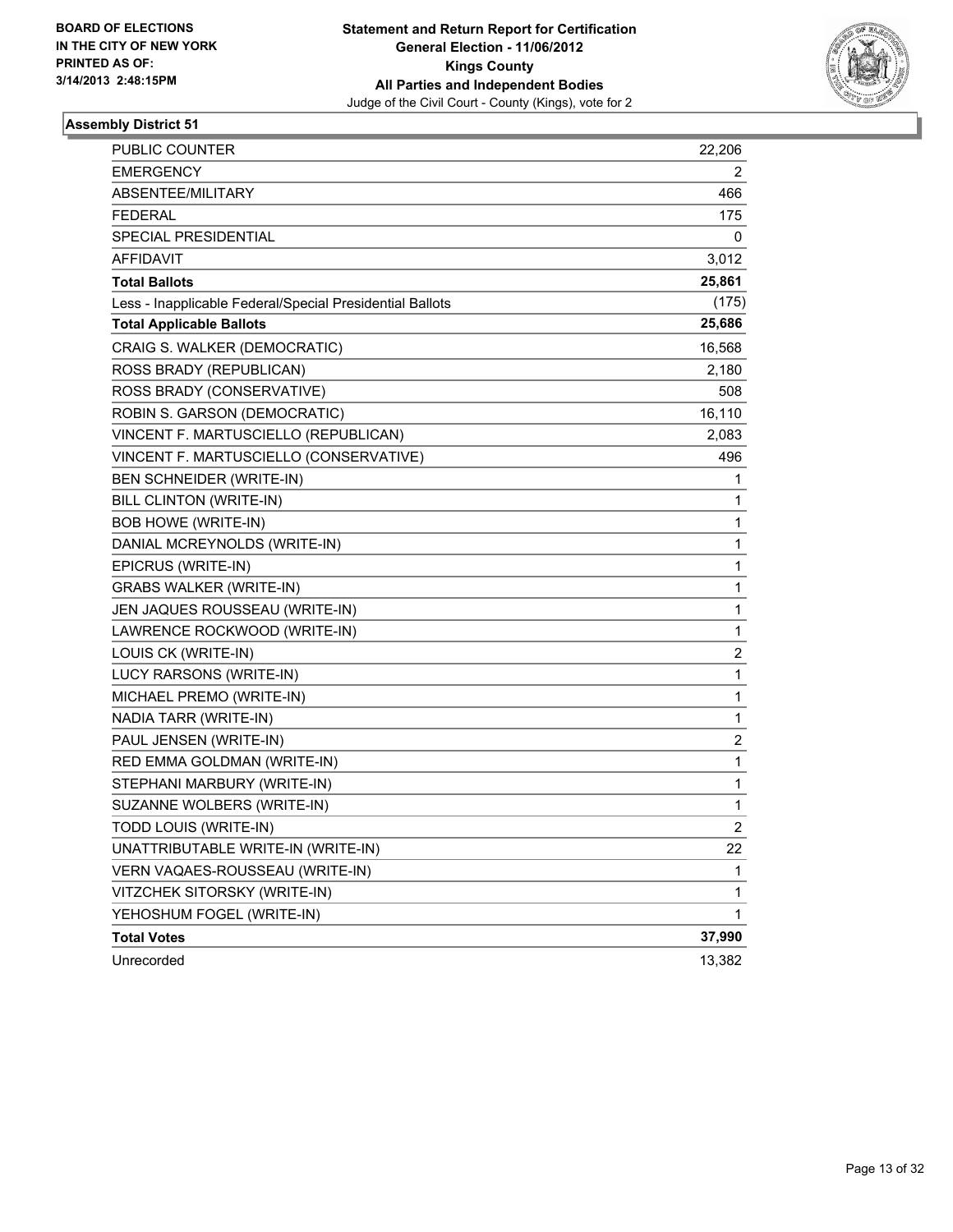**BOARD OF ELECTIONS IN THE CITY OF NEW YORK PRINTED AS OF: 3/14/2013 2:48:15PM**

**Statement and Return Report for Certification**
**General Election - 11/06/2012**
**Kings County**
**All Parties and Independent Bodies**
Judge of the Civil Court - County (Kings), vote for 2

### Assembly District 51

| | |
|---|---|
| PUBLIC COUNTER | 22,206 |
| EMERGENCY | 2 |
| ABSENTEE/MILITARY | 466 |
| FEDERAL | 175 |
| SPECIAL PRESIDENTIAL | 0 |
| AFFIDAVIT | 3,012 |
| **Total Ballots** | **25,861** |
| Less - Inapplicable Federal/Special Presidential Ballots | (175) |
| **Total Applicable Ballots** | **25,686** |
| CRAIG S. WALKER (DEMOCRATIC) | 16,568 |
| ROSS BRADY (REPUBLICAN) | 2,180 |
| ROSS BRADY (CONSERVATIVE) | 508 |
| ROBIN S. GARSON (DEMOCRATIC) | 16,110 |
| VINCENT F. MARTUSCIELLO (REPUBLICAN) | 2,083 |
| VINCENT F. MARTUSCIELLO (CONSERVATIVE) | 496 |
| BEN SCHNEIDER (WRITE-IN) | 1 |
| BILL CLINTON (WRITE-IN) | 1 |
| BOB HOWE (WRITE-IN) | 1 |
| DANIAL MCREYNOLDS (WRITE-IN) | 1 |
| EPICRUS (WRITE-IN) | 1 |
| GRABS WALKER (WRITE-IN) | 1 |
| JEN JAQUES ROUSSEAU (WRITE-IN) | 1 |
| LAWRENCE ROCKWOOD (WRITE-IN) | 1 |
| LOUIS CK (WRITE-IN) | 2 |
| LUCY RARSONS (WRITE-IN) | 1 |
| MICHAEL PREMO (WRITE-IN) | 1 |
| NADIA TARR (WRITE-IN) | 1 |
| PAUL JENSEN (WRITE-IN) | 2 |
| RED EMMA GOLDMAN (WRITE-IN) | 1 |
| STEPHANI MARBURY (WRITE-IN) | 1 |
| SUZANNE WOLBERS (WRITE-IN) | 1 |
| TODD LOUIS (WRITE-IN) | 2 |
| UNATTRIBUTABLE WRITE-IN (WRITE-IN) | 22 |
| VERN VAQAES-ROUSSEAU (WRITE-IN) | 1 |
| VITZCHEK SITORSKY (WRITE-IN) | 1 |
| YEHOSHUM FOGEL (WRITE-IN) | 1 |
| **Total Votes** | **37,990** |
| Unrecorded | 13,382 |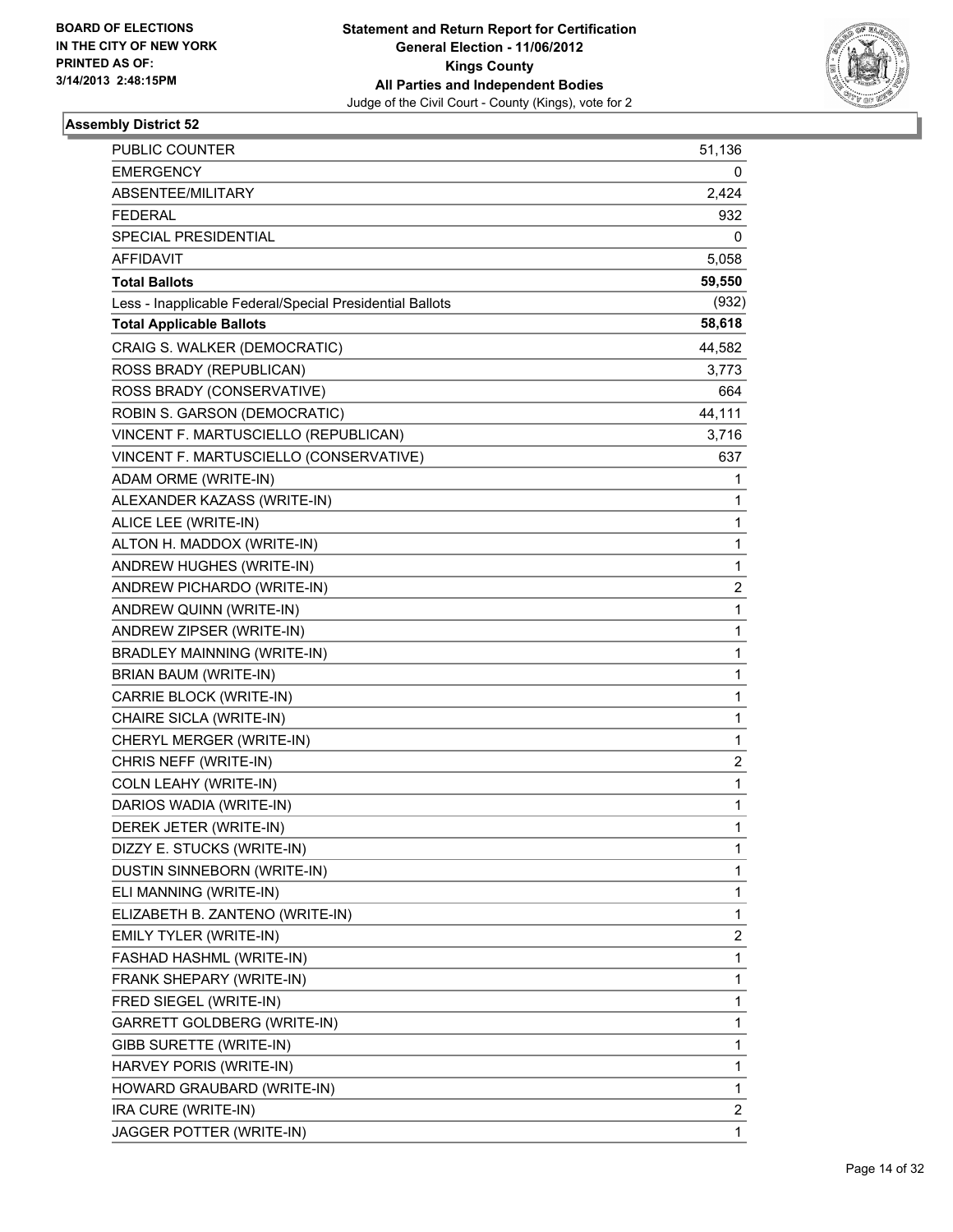BOARD OF ELECTIONS
IN THE CITY OF NEW YORK
PRINTED AS OF:
3/14/2013 2:48:15PM

**Statement and Return Report for Certification**
**General Election - 11/06/2012**
**Kings County**
**All Parties and Independent Bodies**
Judge of the Civil Court - County (Kings), vote for 2

### Assembly District 52

| | |
|---|---|
| PUBLIC COUNTER | 51,136 |
| EMERGENCY | 0 |
| ABSENTEE/MILITARY | 2,424 |
| FEDERAL | 932 |
| SPECIAL PRESIDENTIAL | 0 |
| AFFIDAVIT | 5,058 |
| **Total Ballots** | **59,550** |
| Less - Inapplicable Federal/Special Presidential Ballots | (932) |
| **Total Applicable Ballots** | **58,618** |
| CRAIG S. WALKER (DEMOCRATIC) | 44,582 |
| ROSS BRADY (REPUBLICAN) | 3,773 |
| ROSS BRADY (CONSERVATIVE) | 664 |
| ROBIN S. GARSON (DEMOCRATIC) | 44,111 |
| VINCENT F. MARTUSCIELLO (REPUBLICAN) | 3,716 |
| VINCENT F. MARTUSCIELLO (CONSERVATIVE) | 637 |
| ADAM ORME (WRITE-IN) | 1 |
| ALEXANDER KAZASS (WRITE-IN) | 1 |
| ALICE LEE (WRITE-IN) | 1 |
| ALTON H. MADDOX (WRITE-IN) | 1 |
| ANDREW HUGHES (WRITE-IN) | 1 |
| ANDREW PICHARDO (WRITE-IN) | 2 |
| ANDREW QUINN (WRITE-IN) | 1 |
| ANDREW ZIPSER (WRITE-IN) | 1 |
| BRADLEY MAINNING (WRITE-IN) | 1 |
| BRIAN BAUM (WRITE-IN) | 1 |
| CARRIE BLOCK (WRITE-IN) | 1 |
| CHAIRE SICLA (WRITE-IN) | 1 |
| CHERYL MERGER (WRITE-IN) | 1 |
| CHRIS NEFF (WRITE-IN) | 2 |
| COLN LEAHY (WRITE-IN) | 1 |
| DARIOS WADIA (WRITE-IN) | 1 |
| DEREK JETER (WRITE-IN) | 1 |
| DIZZY E. STUCKS (WRITE-IN) | 1 |
| DUSTIN SINNEBORN (WRITE-IN) | 1 |
| ELI MANNING (WRITE-IN) | 1 |
| ELIZABETH B. ZANTENO (WRITE-IN) | 1 |
| EMILY TYLER (WRITE-IN) | 2 |
| FASHAD HASHML (WRITE-IN) | 1 |
| FRANK SHEPARY (WRITE-IN) | 1 |
| FRED SIEGEL (WRITE-IN) | 1 |
| GARRETT GOLDBERG (WRITE-IN) | 1 |
| GIBB SURETTE (WRITE-IN) | 1 |
| HARVEY PORIS (WRITE-IN) | 1 |
| HOWARD GRAUBARD (WRITE-IN) | 1 |
| IRA CURE (WRITE-IN) | 2 |
| JAGGER POTTER (WRITE-IN) | 1 |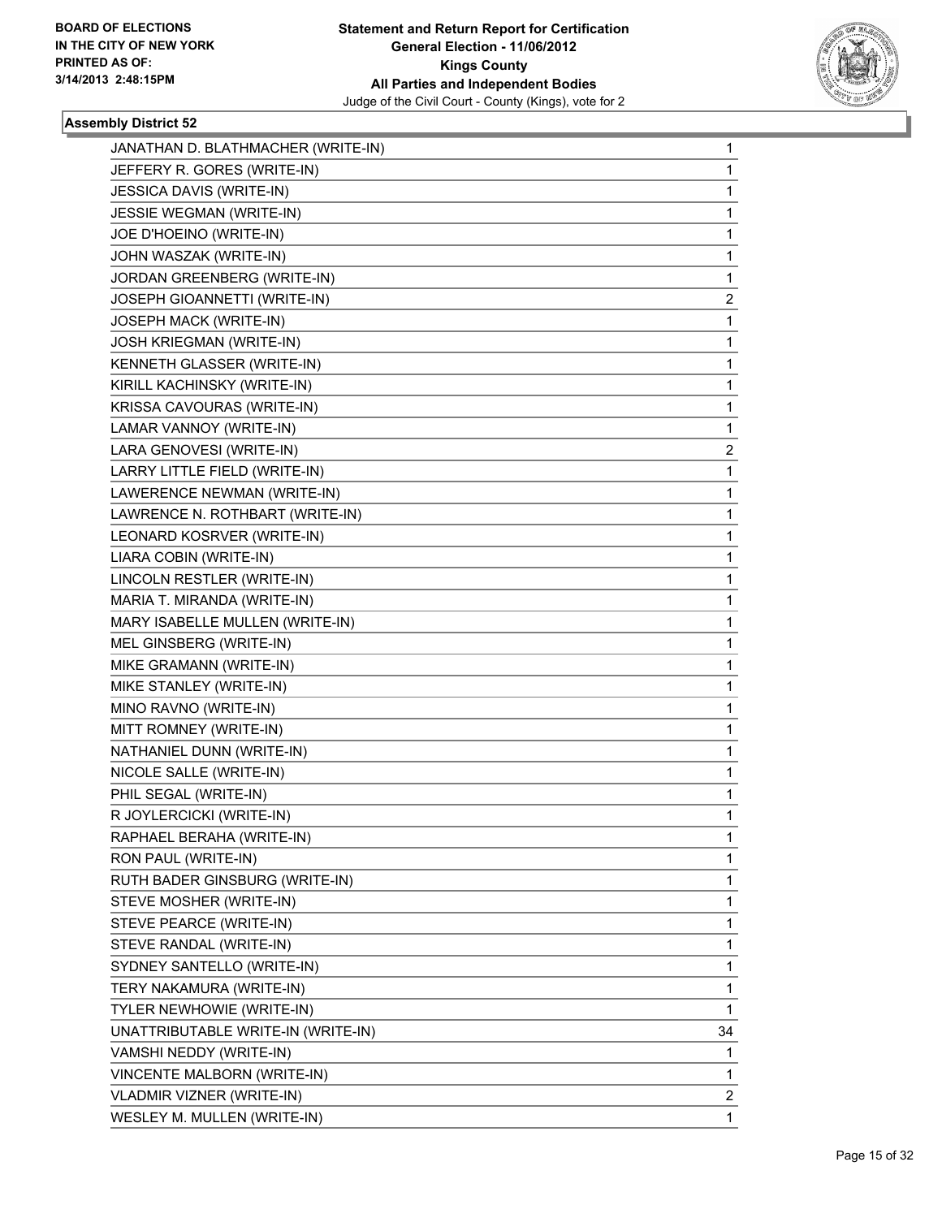**BOARD OF ELECTIONS IN THE CITY OF NEW YORK PRINTED AS OF: 3/14/2013 2:48:15PM**

**Statement and Return Report for Certification**
**General Election - 11/06/2012**
**Kings County**
**All Parties and Independent Bodies**
Judge of the Civil Court - County (Kings), vote for 2

### Assembly District 52

| Candidate | Votes |
|---|---|
| JANATHAN D. BLATHMACHER (WRITE-IN) | 1 |
| JEFFERY R. GORES (WRITE-IN) | 1 |
| JESSICA DAVIS (WRITE-IN) | 1 |
| JESSIE WEGMAN (WRITE-IN) | 1 |
| JOE D'HOEINO (WRITE-IN) | 1 |
| JOHN WASZAK (WRITE-IN) | 1 |
| JORDAN GREENBERG (WRITE-IN) | 1 |
| JOSEPH GIOANNETTI (WRITE-IN) | 2 |
| JOSEPH MACK (WRITE-IN) | 1 |
| JOSH KRIEGMAN (WRITE-IN) | 1 |
| KENNETH GLASSER (WRITE-IN) | 1 |
| KIRILL KACHINSKY (WRITE-IN) | 1 |
| KRISSA CAVOURAS (WRITE-IN) | 1 |
| LAMAR VANNOY (WRITE-IN) | 1 |
| LARA GENOVESI (WRITE-IN) | 2 |
| LARRY LITTLE FIELD (WRITE-IN) | 1 |
| LAWERENCE NEWMAN (WRITE-IN) | 1 |
| LAWRENCE N. ROTHBART (WRITE-IN) | 1 |
| LEONARD KOSRVER (WRITE-IN) | 1 |
| LIARA COBIN (WRITE-IN) | 1 |
| LINCOLN RESTLER (WRITE-IN) | 1 |
| MARIA T. MIRANDA (WRITE-IN) | 1 |
| MARY ISABELLE MULLEN (WRITE-IN) | 1 |
| MEL GINSBERG (WRITE-IN) | 1 |
| MIKE GRAMANN (WRITE-IN) | 1 |
| MIKE STANLEY (WRITE-IN) | 1 |
| MINO RAVNO (WRITE-IN) | 1 |
| MITT ROMNEY (WRITE-IN) | 1 |
| NATHANIEL DUNN (WRITE-IN) | 1 |
| NICOLE SALLE (WRITE-IN) | 1 |
| PHIL SEGAL (WRITE-IN) | 1 |
| R JOYLERCICKI (WRITE-IN) | 1 |
| RAPHAEL BERAHA (WRITE-IN) | 1 |
| RON PAUL (WRITE-IN) | 1 |
| RUTH BADER GINSBURG (WRITE-IN) | 1 |
| STEVE MOSHER (WRITE-IN) | 1 |
| STEVE PEARCE (WRITE-IN) | 1 |
| STEVE RANDAL (WRITE-IN) | 1 |
| SYDNEY SANTELLO (WRITE-IN) | 1 |
| TERY NAKAMURA (WRITE-IN) | 1 |
| TYLER NEWHOWIE (WRITE-IN) | 1 |
| UNATTRIBUTABLE WRITE-IN (WRITE-IN) | 34 |
| VAMSHI NEDDY (WRITE-IN) | 1 |
| VINCENTE MALBORN (WRITE-IN) | 1 |
| VLADMIR VIZNER (WRITE-IN) | 2 |
| WESLEY M. MULLEN (WRITE-IN) | 1 |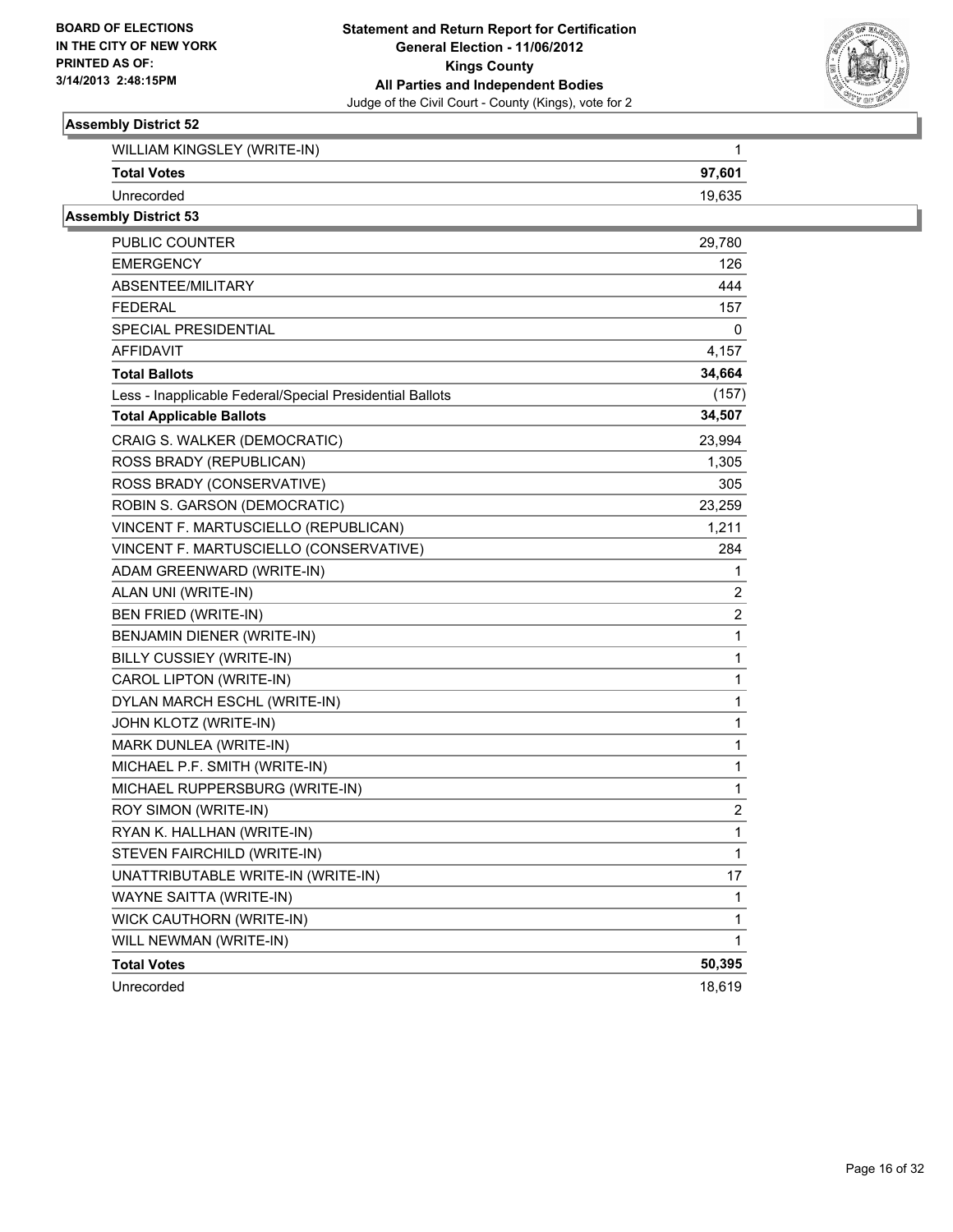BOARD OF ELECTIONS
IN THE CITY OF NEW YORK
PRINTED AS OF:
3/14/2013 2:48:15PM

**Statement and Return Report for Certification**
**General Election - 11/06/2012**
**Kings County**
**All Parties and Independent Bodies**
Judge of the Civil Court - County (Kings), vote for 2

### Assembly District 52

| | |
|---|---|
| WILLIAM KINGSLEY (WRITE-IN) | 1 |
| **Total Votes** | **97,601** |
| Unrecorded | 19,635 |

### Assembly District 53

| | |
|---|---|
| PUBLIC COUNTER | 29,780 |
| EMERGENCY | 126 |
| ABSENTEE/MILITARY | 444 |
| FEDERAL | 157 |
| SPECIAL PRESIDENTIAL | 0 |
| AFFIDAVIT | 4,157 |
| **Total Ballots** | **34,664** |
| Less - Inapplicable Federal/Special Presidential Ballots | (157) |
| **Total Applicable Ballots** | **34,507** |
| CRAIG S. WALKER (DEMOCRATIC) | 23,994 |
| ROSS BRADY (REPUBLICAN) | 1,305 |
| ROSS BRADY (CONSERVATIVE) | 305 |
| ROBIN S. GARSON (DEMOCRATIC) | 23,259 |
| VINCENT F. MARTUSCIELLO (REPUBLICAN) | 1,211 |
| VINCENT F. MARTUSCIELLO (CONSERVATIVE) | 284 |
| ADAM GREENWARD (WRITE-IN) | 1 |
| ALAN UNI (WRITE-IN) | 2 |
| BEN FRIED (WRITE-IN) | 2 |
| BENJAMIN DIENER (WRITE-IN) | 1 |
| BILLY CUSSIEY (WRITE-IN) | 1 |
| CAROL LIPTON (WRITE-IN) | 1 |
| DYLAN MARCH ESCHL (WRITE-IN) | 1 |
| JOHN KLOTZ (WRITE-IN) | 1 |
| MARK DUNLEA (WRITE-IN) | 1 |
| MICHAEL P.F. SMITH (WRITE-IN) | 1 |
| MICHAEL RUPPERSBURG (WRITE-IN) | 1 |
| ROY SIMON (WRITE-IN) | 2 |
| RYAN K. HALLHAN (WRITE-IN) | 1 |
| STEVEN FAIRCHILD (WRITE-IN) | 1 |
| UNATTRIBUTABLE WRITE-IN (WRITE-IN) | 17 |
| WAYNE SAITTA (WRITE-IN) | 1 |
| WICK CAUTHORN (WRITE-IN) | 1 |
| WILL NEWMAN (WRITE-IN) | 1 |
| **Total Votes** | **50,395** |
| Unrecorded | 18,619 |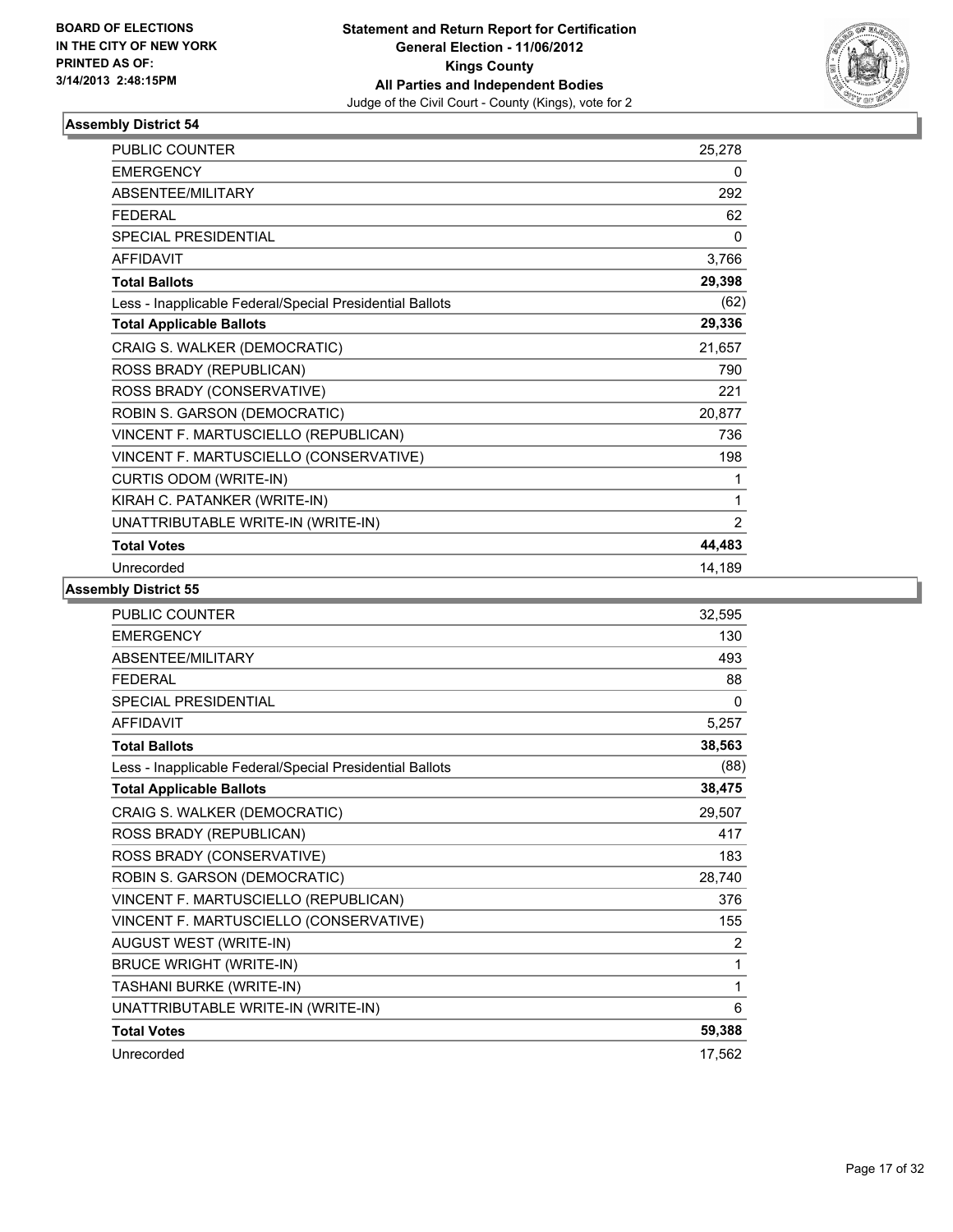BOARD OF ELECTIONS
IN THE CITY OF NEW YORK
PRINTED AS OF:
3/14/2013 2:48:15PM

**Statement and Return Report for Certification**
**General Election - 11/06/2012**
**Kings County**
**All Parties and Independent Bodies**
Judge of the Civil Court - County (Kings), vote for 2

### Assembly District 54

| | |
|---|---|
| PUBLIC COUNTER | 25,278 |
| EMERGENCY | 0 |
| ABSENTEE/MILITARY | 292 |
| FEDERAL | 62 |
| SPECIAL PRESIDENTIAL | 0 |
| AFFIDAVIT | 3,766 |
| **Total Ballots** | **29,398** |
| Less - Inapplicable Federal/Special Presidential Ballots | (62) |
| **Total Applicable Ballots** | **29,336** |
| CRAIG S. WALKER (DEMOCRATIC) | 21,657 |
| ROSS BRADY (REPUBLICAN) | 790 |
| ROSS BRADY (CONSERVATIVE) | 221 |
| ROBIN S. GARSON (DEMOCRATIC) | 20,877 |
| VINCENT F. MARTUSCIELLO (REPUBLICAN) | 736 |
| VINCENT F. MARTUSCIELLO (CONSERVATIVE) | 198 |
| CURTIS ODOM (WRITE-IN) | 1 |
| KIRAH C. PATANKER (WRITE-IN) | 1 |
| UNATTRIBUTABLE WRITE-IN (WRITE-IN) | 2 |
| **Total Votes** | **44,483** |
| Unrecorded | 14,189 |

### Assembly District 55

| | |
|---|---|
| PUBLIC COUNTER | 32,595 |
| EMERGENCY | 130 |
| ABSENTEE/MILITARY | 493 |
| FEDERAL | 88 |
| SPECIAL PRESIDENTIAL | 0 |
| AFFIDAVIT | 5,257 |
| **Total Ballots** | **38,563** |
| Less - Inapplicable Federal/Special Presidential Ballots | (88) |
| **Total Applicable Ballots** | **38,475** |
| CRAIG S. WALKER (DEMOCRATIC) | 29,507 |
| ROSS BRADY (REPUBLICAN) | 417 |
| ROSS BRADY (CONSERVATIVE) | 183 |
| ROBIN S. GARSON (DEMOCRATIC) | 28,740 |
| VINCENT F. MARTUSCIELLO (REPUBLICAN) | 376 |
| VINCENT F. MARTUSCIELLO (CONSERVATIVE) | 155 |
| AUGUST WEST (WRITE-IN) | 2 |
| BRUCE WRIGHT (WRITE-IN) | 1 |
| TASHANI BURKE (WRITE-IN) | 1 |
| UNATTRIBUTABLE WRITE-IN (WRITE-IN) | 6 |
| **Total Votes** | **59,388** |
| Unrecorded | 17,562 |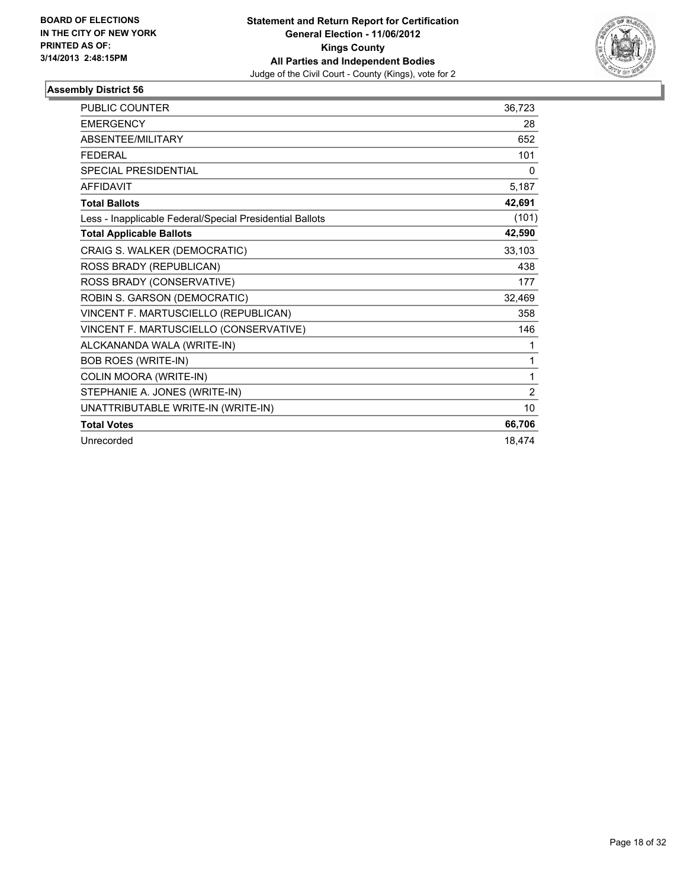**BOARD OF ELECTIONS IN THE CITY OF NEW YORK PRINTED AS OF: 3/14/2013 2:48:15PM**

**Statement and Return Report for Certification General Election - 11/06/2012 Kings County All Parties and Independent Bodies**

Judge of the Civil Court - County (Kings), vote for 2

### Assembly District 56

| | |
|---|---|
| PUBLIC COUNTER | 36,723 |
| EMERGENCY | 28 |
| ABSENTEE/MILITARY | 652 |
| FEDERAL | 101 |
| SPECIAL PRESIDENTIAL | 0 |
| AFFIDAVIT | 5,187 |
| **Total Ballots** | **42,691** |
| Less - Inapplicable Federal/Special Presidential Ballots | (101) |
| **Total Applicable Ballots** | **42,590** |
| CRAIG S. WALKER (DEMOCRATIC) | 33,103 |
| ROSS BRADY (REPUBLICAN) | 438 |
| ROSS BRADY (CONSERVATIVE) | 177 |
| ROBIN S. GARSON (DEMOCRATIC) | 32,469 |
| VINCENT F. MARTUSCIELLO (REPUBLICAN) | 358 |
| VINCENT F. MARTUSCIELLO (CONSERVATIVE) | 146 |
| ALCKANANDA WALA (WRITE-IN) | 1 |
| BOB ROES (WRITE-IN) | 1 |
| COLIN MOORA (WRITE-IN) | 1 |
| STEPHANIE A. JONES (WRITE-IN) | 2 |
| UNATTRIBUTABLE WRITE-IN (WRITE-IN) | 10 |
| **Total Votes** | **66,706** |
| Unrecorded | 18,474 |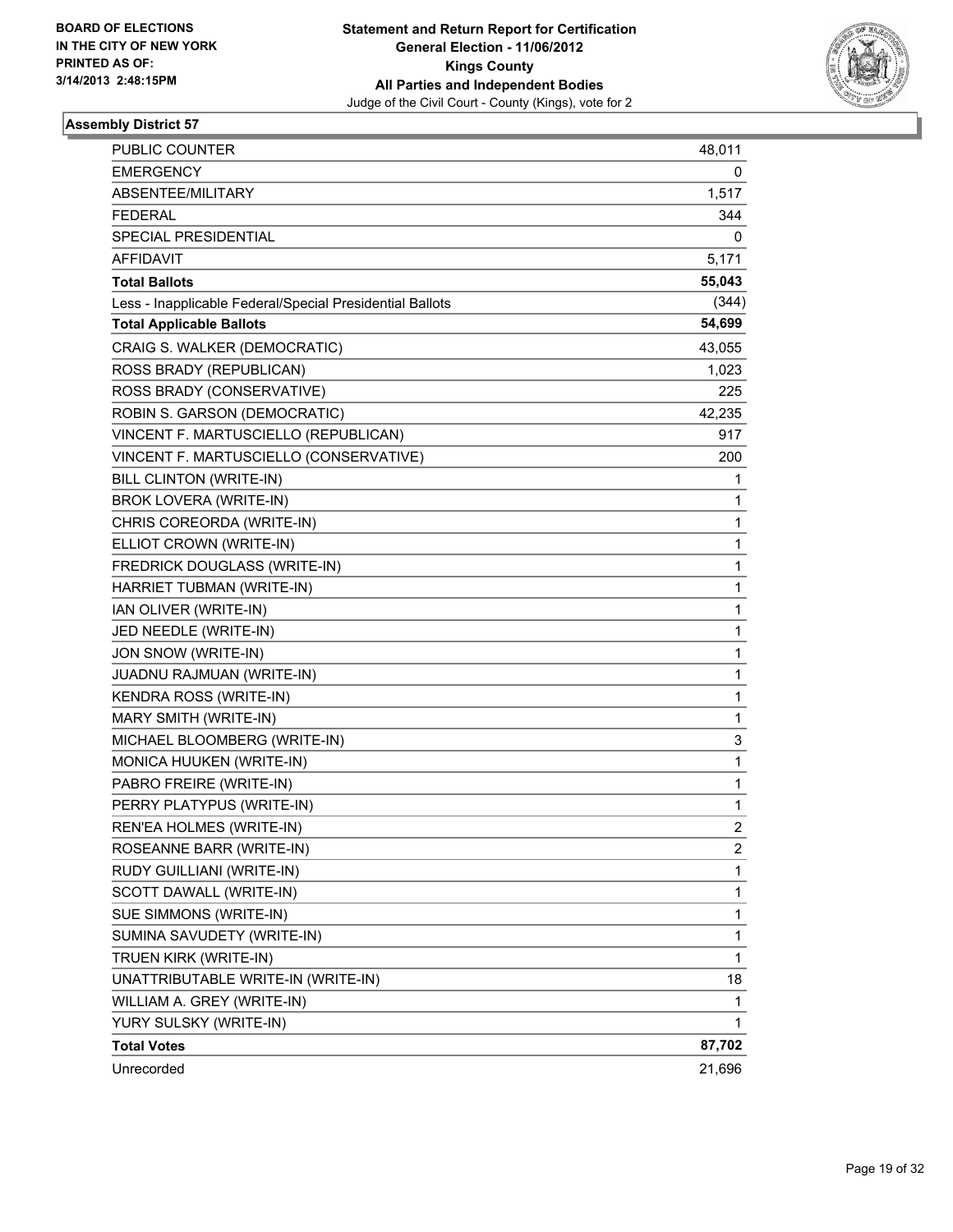BOARD OF ELECTIONS
IN THE CITY OF NEW YORK
PRINTED AS OF:
3/14/2013 2:48:15PM

**Statement and Return Report for Certification**
**General Election - 11/06/2012**
**Kings County**
**All Parties and Independent Bodies**
Judge of the Civil Court - County (Kings), vote for 2

### Assembly District 57

| | |
|---|---|
| PUBLIC COUNTER | 48,011 |
| EMERGENCY | 0 |
| ABSENTEE/MILITARY | 1,517 |
| FEDERAL | 344 |
| SPECIAL PRESIDENTIAL | 0 |
| AFFIDAVIT | 5,171 |
| **Total Ballots** | **55,043** |
| Less - Inapplicable Federal/Special Presidential Ballots | (344) |
| **Total Applicable Ballots** | **54,699** |
| CRAIG S. WALKER (DEMOCRATIC) | 43,055 |
| ROSS BRADY (REPUBLICAN) | 1,023 |
| ROSS BRADY (CONSERVATIVE) | 225 |
| ROBIN S. GARSON (DEMOCRATIC) | 42,235 |
| VINCENT F. MARTUSCIELLO (REPUBLICAN) | 917 |
| VINCENT F. MARTUSCIELLO (CONSERVATIVE) | 200 |
| BILL CLINTON (WRITE-IN) | 1 |
| BROK LOVERA (WRITE-IN) | 1 |
| CHRIS COREORDA (WRITE-IN) | 1 |
| ELLIOT CROWN (WRITE-IN) | 1 |
| FREDRICK DOUGLASS (WRITE-IN) | 1 |
| HARRIET TUBMAN (WRITE-IN) | 1 |
| IAN OLIVER (WRITE-IN) | 1 |
| JED NEEDLE (WRITE-IN) | 1 |
| JON SNOW (WRITE-IN) | 1 |
| JUADNU RAJMUAN (WRITE-IN) | 1 |
| KENDRA ROSS (WRITE-IN) | 1 |
| MARY SMITH (WRITE-IN) | 1 |
| MICHAEL BLOOMBERG (WRITE-IN) | 3 |
| MONICA HUUKEN (WRITE-IN) | 1 |
| PABRO FREIRE (WRITE-IN) | 1 |
| PERRY PLATYPUS (WRITE-IN) | 1 |
| REN'EA HOLMES (WRITE-IN) | 2 |
| ROSEANNE BARR (WRITE-IN) | 2 |
| RUDY GUILLIANI (WRITE-IN) | 1 |
| SCOTT DAWALL (WRITE-IN) | 1 |
| SUE SIMMONS (WRITE-IN) | 1 |
| SUMINA SAVUDETY (WRITE-IN) | 1 |
| TRUEN KIRK (WRITE-IN) | 1 |
| UNATTRIBUTABLE WRITE-IN (WRITE-IN) | 18 |
| WILLIAM A. GREY (WRITE-IN) | 1 |
| YURY SULSKY (WRITE-IN) | 1 |
| **Total Votes** | **87,702** |
| Unrecorded | 21,696 |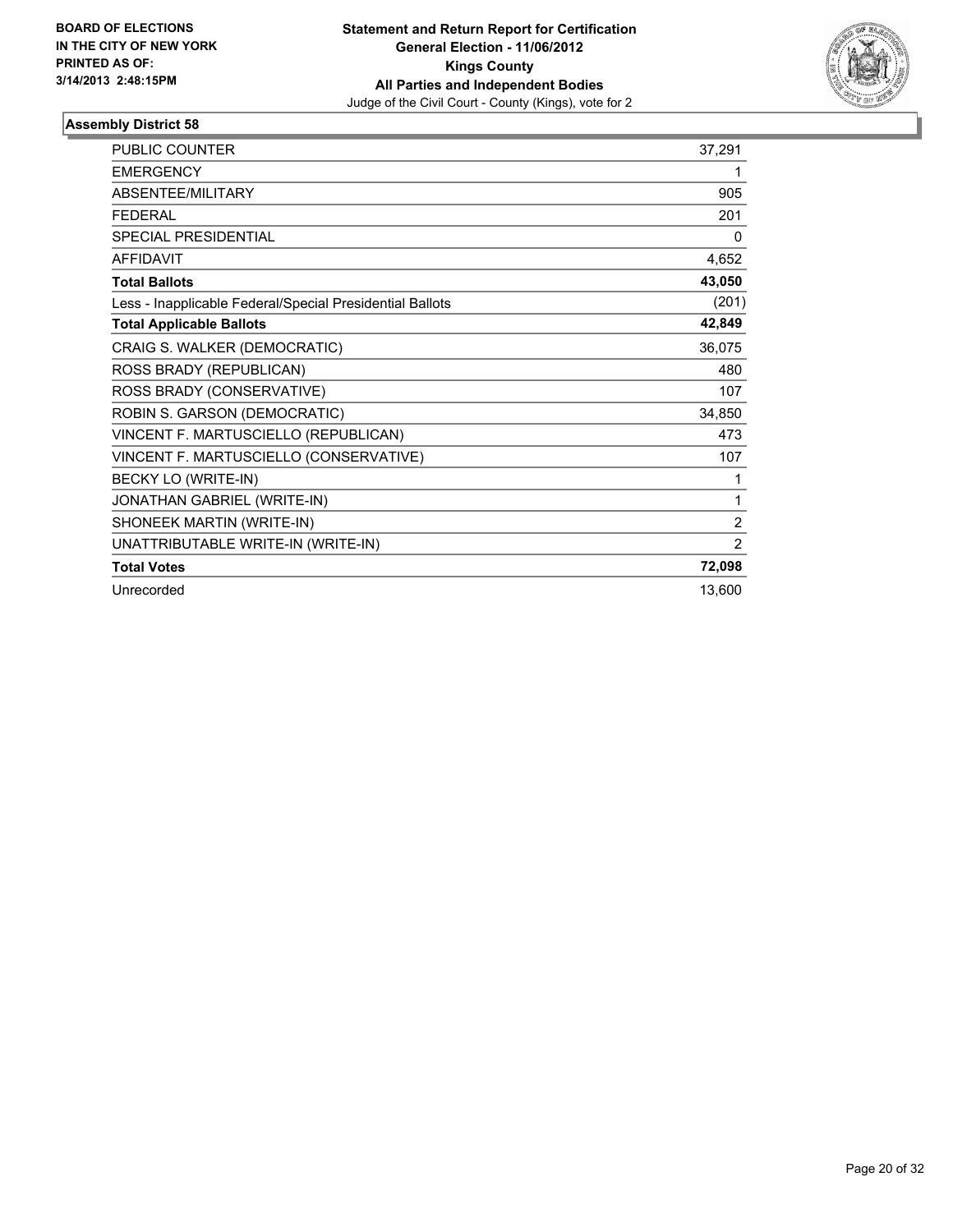**BOARD OF ELECTIONS IN THE CITY OF NEW YORK PRINTED AS OF: 3/14/2013 2:48:15PM**

**Statement and Return Report for Certification**
**General Election - 11/06/2012**
**Kings County**
**All Parties and Independent Bodies**
Judge of the Civil Court - County (Kings), vote for 2

### Assembly District 58

| | |
|---|---|
| PUBLIC COUNTER | 37,291 |
| EMERGENCY | 1 |
| ABSENTEE/MILITARY | 905 |
| FEDERAL | 201 |
| SPECIAL PRESIDENTIAL | 0 |
| AFFIDAVIT | 4,652 |
| **Total Ballots** | **43,050** |
| Less - Inapplicable Federal/Special Presidential Ballots | (201) |
| **Total Applicable Ballots** | **42,849** |
| CRAIG S. WALKER (DEMOCRATIC) | 36,075 |
| ROSS BRADY (REPUBLICAN) | 480 |
| ROSS BRADY (CONSERVATIVE) | 107 |
| ROBIN S. GARSON (DEMOCRATIC) | 34,850 |
| VINCENT F. MARTUSCIELLO (REPUBLICAN) | 473 |
| VINCENT F. MARTUSCIELLO (CONSERVATIVE) | 107 |
| BECKY LO (WRITE-IN) | 1 |
| JONATHAN GABRIEL (WRITE-IN) | 1 |
| SHONEEK MARTIN (WRITE-IN) | 2 |
| UNATTRIBUTABLE WRITE-IN (WRITE-IN) | 2 |
| **Total Votes** | **72,098** |
| Unrecorded | 13,600 |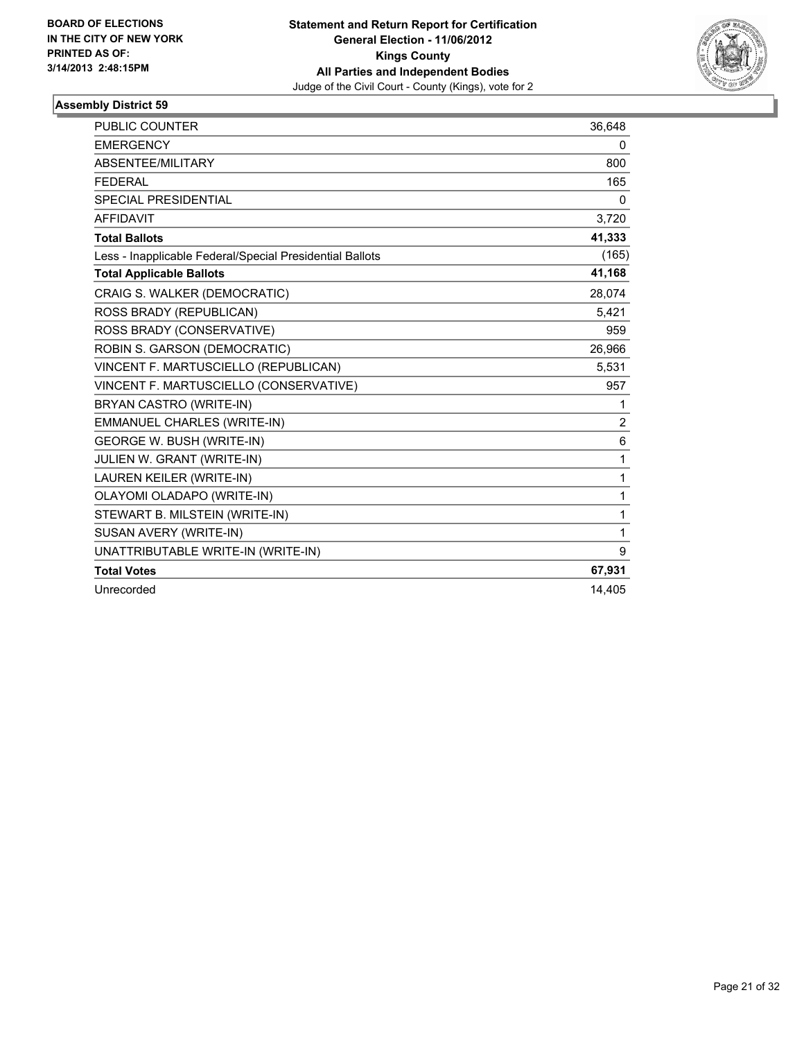BOARD OF ELECTIONS
IN THE CITY OF NEW YORK
PRINTED AS OF:
3/14/2013 2:48:15PM

**Statement and Return Report for Certification**
**General Election - 11/06/2012**
**Kings County**
**All Parties and Independent Bodies**
Judge of the Civil Court - County (Kings), vote for 2

### Assembly District 59

| | |
|---|---|
| PUBLIC COUNTER | 36,648 |
| EMERGENCY | 0 |
| ABSENTEE/MILITARY | 800 |
| FEDERAL | 165 |
| SPECIAL PRESIDENTIAL | 0 |
| AFFIDAVIT | 3,720 |
| **Total Ballots** | **41,333** |
| Less - Inapplicable Federal/Special Presidential Ballots | (165) |
| **Total Applicable Ballots** | **41,168** |
| CRAIG S. WALKER (DEMOCRATIC) | 28,074 |
| ROSS BRADY (REPUBLICAN) | 5,421 |
| ROSS BRADY (CONSERVATIVE) | 959 |
| ROBIN S. GARSON (DEMOCRATIC) | 26,966 |
| VINCENT F. MARTUSCIELLO (REPUBLICAN) | 5,531 |
| VINCENT F. MARTUSCIELLO (CONSERVATIVE) | 957 |
| BRYAN CASTRO (WRITE-IN) | 1 |
| EMMANUEL CHARLES (WRITE-IN) | 2 |
| GEORGE W. BUSH (WRITE-IN) | 6 |
| JULIEN W. GRANT (WRITE-IN) | 1 |
| LAUREN KEILER (WRITE-IN) | 1 |
| OLAYOMI OLADAPO (WRITE-IN) | 1 |
| STEWART B. MILSTEIN (WRITE-IN) | 1 |
| SUSAN AVERY (WRITE-IN) | 1 |
| UNATTRIBUTABLE WRITE-IN (WRITE-IN) | 9 |
| **Total Votes** | **67,931** |
| Unrecorded | 14,405 |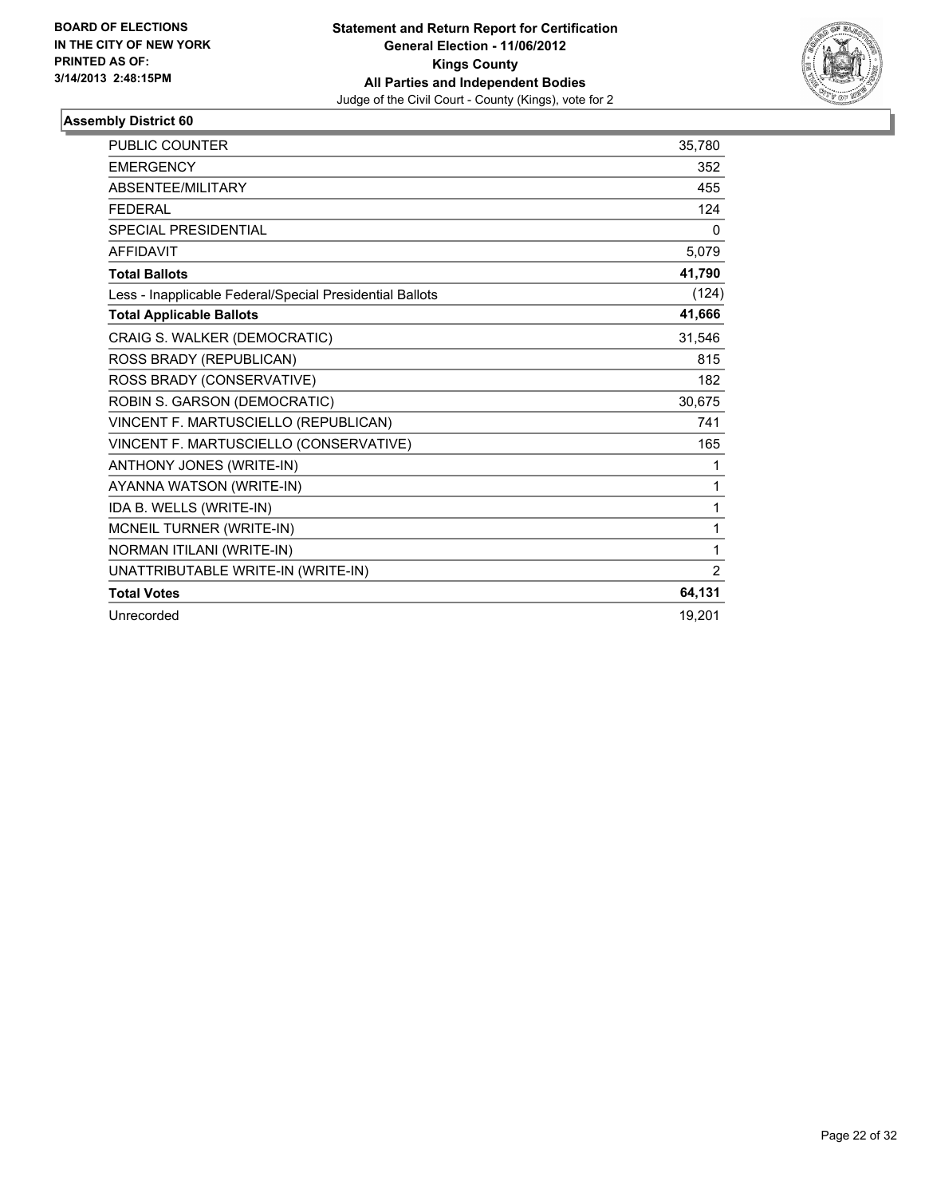**BOARD OF ELECTIONS IN THE CITY OF NEW YORK**
**PRINTED AS OF: 3/14/2013 2:48:15PM**

**Statement and Return Report for Certification**
**General Election - 11/06/2012**
**Kings County**
**All Parties and Independent Bodies**
Judge of the Civil Court - County (Kings), vote for 2

### Assembly District 60

| | |
|---|---|
| PUBLIC COUNTER | 35,780 |
| EMERGENCY | 352 |
| ABSENTEE/MILITARY | 455 |
| FEDERAL | 124 |
| SPECIAL PRESIDENTIAL | 0 |
| AFFIDAVIT | 5,079 |
| **Total Ballots** | **41,790** |
| Less - Inapplicable Federal/Special Presidential Ballots | (124) |
| **Total Applicable Ballots** | **41,666** |
| CRAIG S. WALKER (DEMOCRATIC) | 31,546 |
| ROSS BRADY (REPUBLICAN) | 815 |
| ROSS BRADY (CONSERVATIVE) | 182 |
| ROBIN S. GARSON (DEMOCRATIC) | 30,675 |
| VINCENT F. MARTUSCIELLO (REPUBLICAN) | 741 |
| VINCENT F. MARTUSCIELLO (CONSERVATIVE) | 165 |
| ANTHONY JONES (WRITE-IN) | 1 |
| AYANNA WATSON (WRITE-IN) | 1 |
| IDA B. WELLS (WRITE-IN) | 1 |
| MCNEIL TURNER (WRITE-IN) | 1 |
| NORMAN ITILANI (WRITE-IN) | 1 |
| UNATTRIBUTABLE WRITE-IN (WRITE-IN) | 2 |
| **Total Votes** | **64,131** |
| Unrecorded | 19,201 |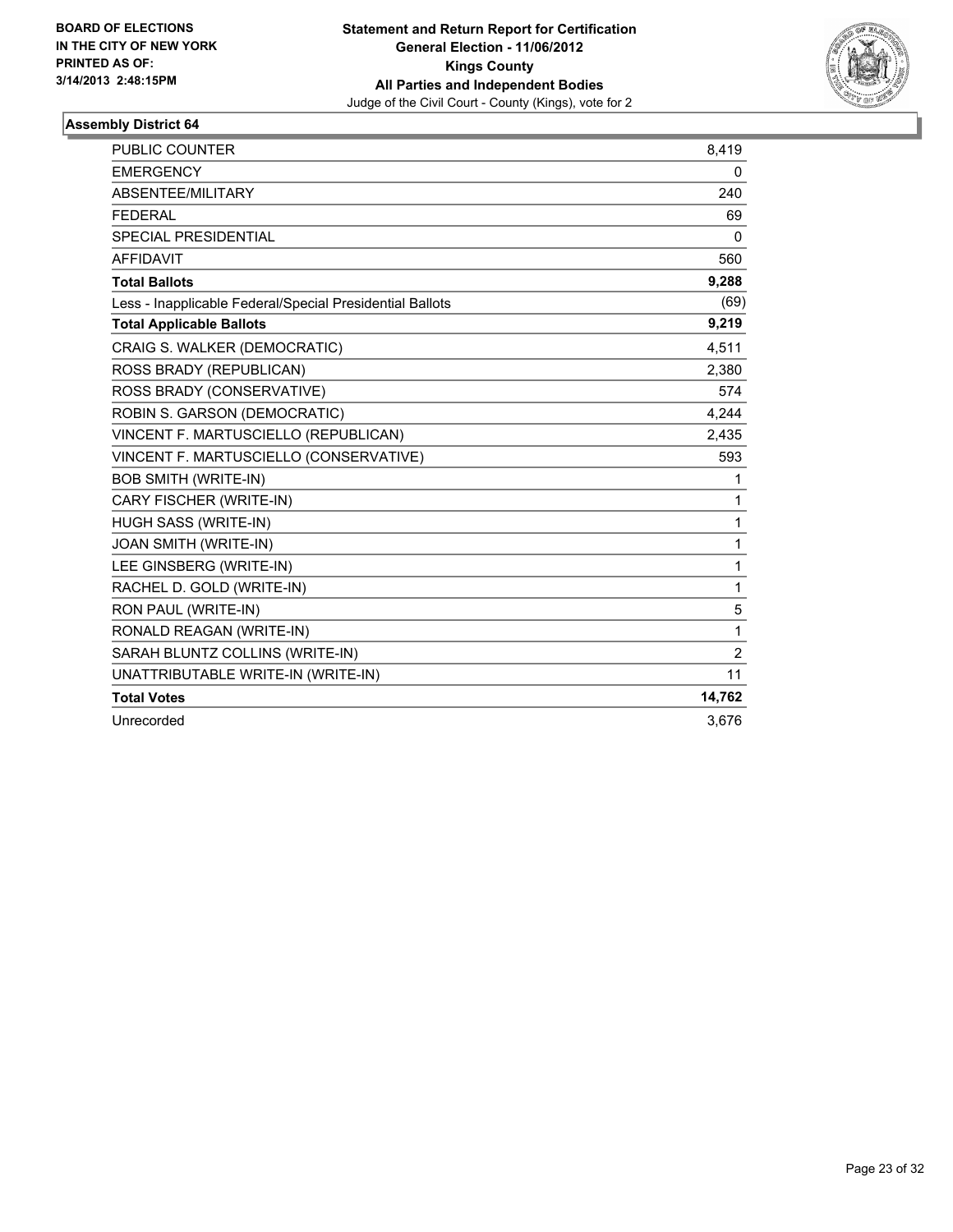BOARD OF ELECTIONS
IN THE CITY OF NEW YORK
PRINTED AS OF:
3/14/2013 2:48:15PM

**Statement and Return Report for Certification**
**General Election - 11/06/2012**
**Kings County**
**All Parties and Independent Bodies**
Judge of the Civil Court - County (Kings), vote for 2

### Assembly District 64

| | |
|---|---|
| PUBLIC COUNTER | 8,419 |
| EMERGENCY | 0 |
| ABSENTEE/MILITARY | 240 |
| FEDERAL | 69 |
| SPECIAL PRESIDENTIAL | 0 |
| AFFIDAVIT | 560 |
| **Total Ballots** | **9,288** |
| Less - Inapplicable Federal/Special Presidential Ballots | (69) |
| **Total Applicable Ballots** | **9,219** |
| CRAIG S. WALKER (DEMOCRATIC) | 4,511 |
| ROSS BRADY (REPUBLICAN) | 2,380 |
| ROSS BRADY (CONSERVATIVE) | 574 |
| ROBIN S. GARSON (DEMOCRATIC) | 4,244 |
| VINCENT F. MARTUSCIELLO (REPUBLICAN) | 2,435 |
| VINCENT F. MARTUSCIELLO (CONSERVATIVE) | 593 |
| BOB SMITH (WRITE-IN) | 1 |
| CARY FISCHER (WRITE-IN) | 1 |
| HUGH SASS (WRITE-IN) | 1 |
| JOAN SMITH (WRITE-IN) | 1 |
| LEE GINSBERG (WRITE-IN) | 1 |
| RACHEL D. GOLD (WRITE-IN) | 1 |
| RON PAUL (WRITE-IN) | 5 |
| RONALD REAGAN (WRITE-IN) | 1 |
| SARAH BLUNTZ COLLINS (WRITE-IN) | 2 |
| UNATTRIBUTABLE WRITE-IN (WRITE-IN) | 11 |
| **Total Votes** | **14,762** |
| Unrecorded | 3,676 |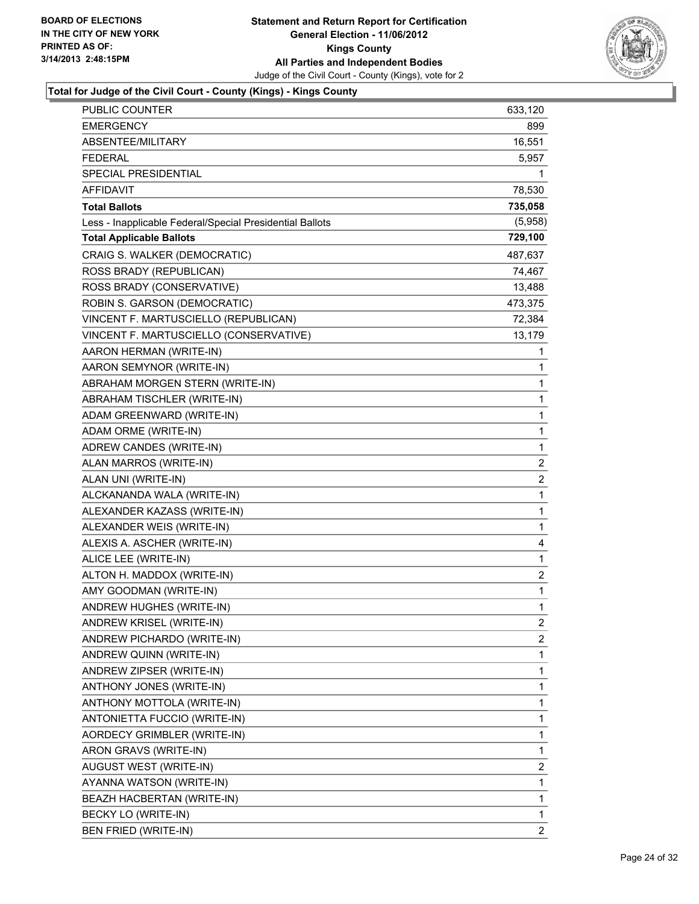BOARD OF ELECTIONS
IN THE CITY OF NEW YORK
PRINTED AS OF:
3/14/2013 2:48:15PM

**Statement and Return Report for Certification**
**General Election - 11/06/2012**
**Kings County**
**All Parties and Independent Bodies**
Judge of the Civil Court - County (Kings), vote for 2

### Total for Judge of the Civil Court - County (Kings) - Kings County

| | |
|---|---|
| PUBLIC COUNTER | 633,120 |
| EMERGENCY | 899 |
| ABSENTEE/MILITARY | 16,551 |
| FEDERAL | 5,957 |
| SPECIAL PRESIDENTIAL | 1 |
| AFFIDAVIT | 78,530 |
| **Total Ballots** | **735,058** |
| Less - Inapplicable Federal/Special Presidential Ballots | (5,958) |
| **Total Applicable Ballots** | **729,100** |
| CRAIG S. WALKER (DEMOCRATIC) | 487,637 |
| ROSS BRADY (REPUBLICAN) | 74,467 |
| ROSS BRADY (CONSERVATIVE) | 13,488 |
| ROBIN S. GARSON (DEMOCRATIC) | 473,375 |
| VINCENT F. MARTUSCIELLO (REPUBLICAN) | 72,384 |
| VINCENT F. MARTUSCIELLO (CONSERVATIVE) | 13,179 |
| AARON HERMAN (WRITE-IN) | 1 |
| AARON SEMYNOR (WRITE-IN) | 1 |
| ABRAHAM MORGEN STERN (WRITE-IN) | 1 |
| ABRAHAM TISCHLER (WRITE-IN) | 1 |
| ADAM GREENWARD (WRITE-IN) | 1 |
| ADAM ORME (WRITE-IN) | 1 |
| ADREW CANDES (WRITE-IN) | 1 |
| ALAN MARROS (WRITE-IN) | 2 |
| ALAN UNI (WRITE-IN) | 2 |
| ALCKANANDA WALA (WRITE-IN) | 1 |
| ALEXANDER KAZASS (WRITE-IN) | 1 |
| ALEXANDER WEIS (WRITE-IN) | 1 |
| ALEXIS A. ASCHER (WRITE-IN) | 4 |
| ALICE LEE (WRITE-IN) | 1 |
| ALTON H. MADDOX (WRITE-IN) | 2 |
| AMY GOODMAN (WRITE-IN) | 1 |
| ANDREW HUGHES (WRITE-IN) | 1 |
| ANDREW KRISEL (WRITE-IN) | 2 |
| ANDREW PICHARDO (WRITE-IN) | 2 |
| ANDREW QUINN (WRITE-IN) | 1 |
| ANDREW ZIPSER (WRITE-IN) | 1 |
| ANTHONY JONES (WRITE-IN) | 1 |
| ANTHONY MOTTOLA (WRITE-IN) | 1 |
| ANTONIETTA FUCCIO (WRITE-IN) | 1 |
| AORDECY GRIMBLER (WRITE-IN) | 1 |
| ARON GRAVS (WRITE-IN) | 1 |
| AUGUST WEST (WRITE-IN) | 2 |
| AYANNA WATSON (WRITE-IN) | 1 |
| BEAZH HACBERTAN (WRITE-IN) | 1 |
| BECKY LO (WRITE-IN) | 1 |
| BEN FRIED (WRITE-IN) | 2 |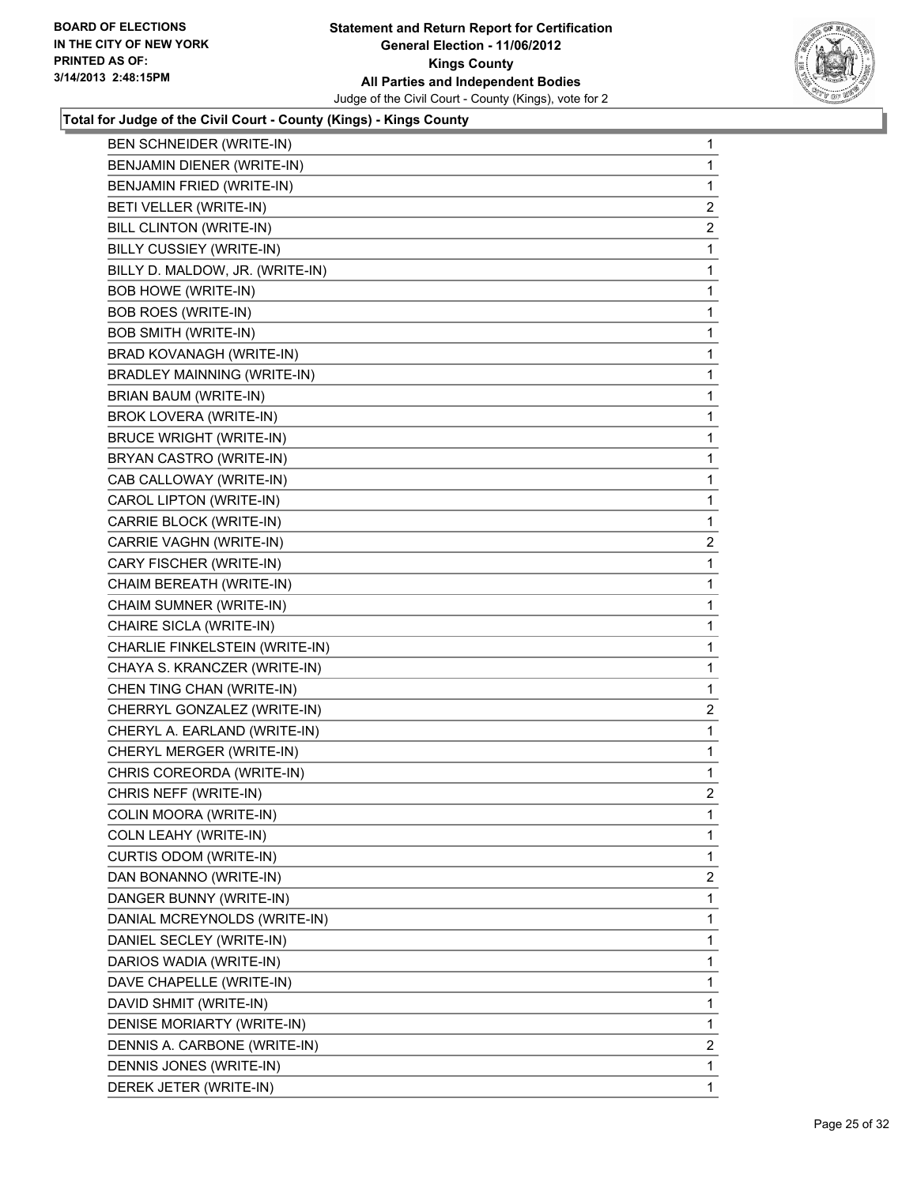**BOARD OF ELECTIONS IN THE CITY OF NEW YORK PRINTED AS OF: 3/14/2013 2:48:15PM**

**Statement and Return Report for Certification**
**General Election - 11/06/2012**
**Kings County**
**All Parties and Independent Bodies**
Judge of the Civil Court - County (Kings), vote for 2

**Total for Judge of the Civil Court - County (Kings) - Kings County**

| | |
|---|---|
| BEN SCHNEIDER (WRITE-IN) | 1 |
| BENJAMIN DIENER (WRITE-IN) | 1 |
| BENJAMIN FRIED (WRITE-IN) | 1 |
| BETI VELLER (WRITE-IN) | 2 |
| BILL CLINTON (WRITE-IN) | 2 |
| BILLY CUSSIEY (WRITE-IN) | 1 |
| BILLY D. MALDOW, JR. (WRITE-IN) | 1 |
| BOB HOWE (WRITE-IN) | 1 |
| BOB ROES (WRITE-IN) | 1 |
| BOB SMITH (WRITE-IN) | 1 |
| BRAD KOVANAGH (WRITE-IN) | 1 |
| BRADLEY MAINNING (WRITE-IN) | 1 |
| BRIAN BAUM (WRITE-IN) | 1 |
| BROK LOVERA (WRITE-IN) | 1 |
| BRUCE WRIGHT (WRITE-IN) | 1 |
| BRYAN CASTRO (WRITE-IN) | 1 |
| CAB CALLOWAY (WRITE-IN) | 1 |
| CAROL LIPTON (WRITE-IN) | 1 |
| CARRIE BLOCK (WRITE-IN) | 1 |
| CARRIE VAGHN (WRITE-IN) | 2 |
| CARY FISCHER (WRITE-IN) | 1 |
| CHAIM BEREATH (WRITE-IN) | 1 |
| CHAIM SUMNER (WRITE-IN) | 1 |
| CHAIRE SICLA (WRITE-IN) | 1 |
| CHARLIE FINKELSTEIN (WRITE-IN) | 1 |
| CHAYA S. KRANCZER (WRITE-IN) | 1 |
| CHEN TING CHAN (WRITE-IN) | 1 |
| CHERRYL GONZALEZ (WRITE-IN) | 2 |
| CHERYL A. EARLAND (WRITE-IN) | 1 |
| CHERYL MERGER (WRITE-IN) | 1 |
| CHRIS COREORDA (WRITE-IN) | 1 |
| CHRIS NEFF (WRITE-IN) | 2 |
| COLIN MOORA (WRITE-IN) | 1 |
| COLN LEAHY (WRITE-IN) | 1 |
| CURTIS ODOM (WRITE-IN) | 1 |
| DAN BONANNO (WRITE-IN) | 2 |
| DANGER BUNNY (WRITE-IN) | 1 |
| DANIAL MCREYNOLDS (WRITE-IN) | 1 |
| DANIEL SECLEY (WRITE-IN) | 1 |
| DARIOS WADIA (WRITE-IN) | 1 |
| DAVE CHAPELLE (WRITE-IN) | 1 |
| DAVID SHMIT (WRITE-IN) | 1 |
| DENISE MORIARTY (WRITE-IN) | 1 |
| DENNIS A. CARBONE (WRITE-IN) | 2 |
| DENNIS JONES (WRITE-IN) | 1 |
| DEREK JETER (WRITE-IN) | 1 |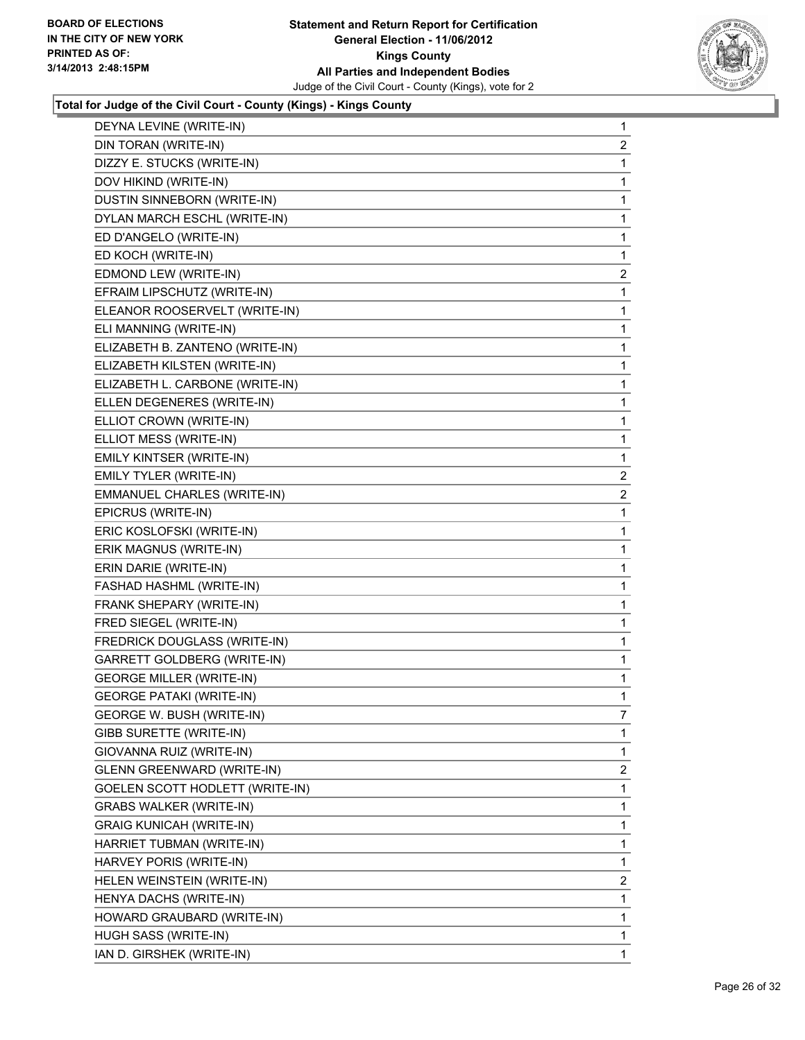BOARD OF ELECTIONS
IN THE CITY OF NEW YORK
PRINTED AS OF:
3/14/2013 2:48:15PM

**Statement and Return Report for Certification**
**General Election - 11/06/2012**
**Kings County**
**All Parties and Independent Bodies**
Judge of the Civil Court - County (Kings), vote for 2

### Total for Judge of the Civil Court - County (Kings) - Kings County

| | |
|---|---|
| DEYNA LEVINE (WRITE-IN) | 1 |
| DIN TORAN (WRITE-IN) | 2 |
| DIZZY E. STUCKS (WRITE-IN) | 1 |
| DOV HIKIND (WRITE-IN) | 1 |
| DUSTIN SINNEBORN (WRITE-IN) | 1 |
| DYLAN MARCH ESCHL (WRITE-IN) | 1 |
| ED D'ANGELO (WRITE-IN) | 1 |
| ED KOCH (WRITE-IN) | 1 |
| EDMOND LEW (WRITE-IN) | 2 |
| EFRAIM LIPSCHUTZ (WRITE-IN) | 1 |
| ELEANOR ROOSERVELT (WRITE-IN) | 1 |
| ELI MANNING (WRITE-IN) | 1 |
| ELIZABETH B. ZANTENO (WRITE-IN) | 1 |
| ELIZABETH KILSTEN (WRITE-IN) | 1 |
| ELIZABETH L. CARBONE (WRITE-IN) | 1 |
| ELLEN DEGENERES (WRITE-IN) | 1 |
| ELLIOT CROWN (WRITE-IN) | 1 |
| ELLIOT MESS (WRITE-IN) | 1 |
| EMILY KINTSER (WRITE-IN) | 1 |
| EMILY TYLER (WRITE-IN) | 2 |
| EMMANUEL CHARLES (WRITE-IN) | 2 |
| EPICRUS (WRITE-IN) | 1 |
| ERIC KOSLOFSKI (WRITE-IN) | 1 |
| ERIK MAGNUS (WRITE-IN) | 1 |
| ERIN DARIE (WRITE-IN) | 1 |
| FASHAD HASHML (WRITE-IN) | 1 |
| FRANK SHEPARY (WRITE-IN) | 1 |
| FRED SIEGEL (WRITE-IN) | 1 |
| FREDRICK DOUGLASS (WRITE-IN) | 1 |
| GARRETT GOLDBERG (WRITE-IN) | 1 |
| GEORGE MILLER (WRITE-IN) | 1 |
| GEORGE PATAKI (WRITE-IN) | 1 |
| GEORGE W. BUSH (WRITE-IN) | 7 |
| GIBB SURETTE (WRITE-IN) | 1 |
| GIOVANNA RUIZ (WRITE-IN) | 1 |
| GLENN GREENWARD (WRITE-IN) | 2 |
| GOELEN SCOTT HODLETT (WRITE-IN) | 1 |
| GRABS WALKER (WRITE-IN) | 1 |
| GRAIG KUNICAH (WRITE-IN) | 1 |
| HARRIET TUBMAN (WRITE-IN) | 1 |
| HARVEY PORIS (WRITE-IN) | 1 |
| HELEN WEINSTEIN (WRITE-IN) | 2 |
| HENYA DACHS (WRITE-IN) | 1 |
| HOWARD GRAUBARD (WRITE-IN) | 1 |
| HUGH SASS (WRITE-IN) | 1 |
| IAN D. GIRSHEK (WRITE-IN) | 1 |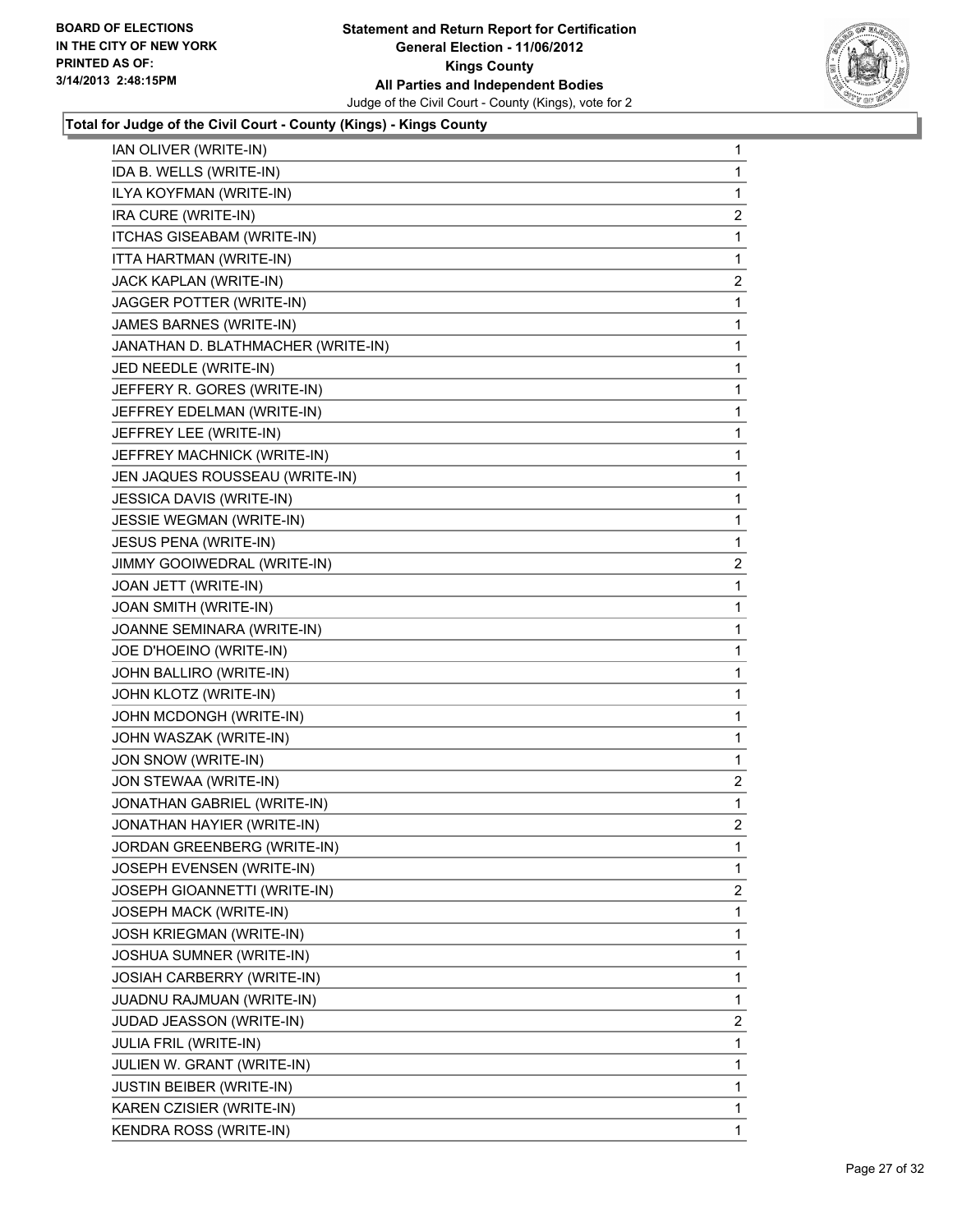**BOARD OF ELECTIONS IN THE CITY OF NEW YORK PRINTED AS OF: 3/14/2013 2:48:15PM**

**Statement and Return Report for Certification General Election - 11/06/2012 Kings County All Parties and Independent Bodies**

Judge of the Civil Court - County (Kings), vote for 2

### Total for Judge of the Civil Court - County (Kings) - Kings County

| | |
|---|---|
| IAN OLIVER (WRITE-IN) | 1 |
| IDA B. WELLS (WRITE-IN) | 1 |
| ILYA KOYFMAN (WRITE-IN) | 1 |
| IRA CURE (WRITE-IN) | 2 |
| ITCHAS GISEABAM (WRITE-IN) | 1 |
| ITTA HARTMAN (WRITE-IN) | 1 |
| JACK KAPLAN (WRITE-IN) | 2 |
| JAGGER POTTER (WRITE-IN) | 1 |
| JAMES BARNES (WRITE-IN) | 1 |
| JANATHAN D. BLATHMACHER (WRITE-IN) | 1 |
| JED NEEDLE (WRITE-IN) | 1 |
| JEFFERY R. GORES (WRITE-IN) | 1 |
| JEFFREY EDELMAN (WRITE-IN) | 1 |
| JEFFREY LEE (WRITE-IN) | 1 |
| JEFFREY MACHNICK (WRITE-IN) | 1 |
| JEN JAQUES ROUSSEAU (WRITE-IN) | 1 |
| JESSICA DAVIS (WRITE-IN) | 1 |
| JESSIE WEGMAN (WRITE-IN) | 1 |
| JESUS PENA (WRITE-IN) | 1 |
| JIMMY GOOIWEDRAL (WRITE-IN) | 2 |
| JOAN JETT (WRITE-IN) | 1 |
| JOAN SMITH (WRITE-IN) | 1 |
| JOANNE SEMINARA (WRITE-IN) | 1 |
| JOE D'HOEINO (WRITE-IN) | 1 |
| JOHN BALLIRO (WRITE-IN) | 1 |
| JOHN KLOTZ (WRITE-IN) | 1 |
| JOHN MCDONGH (WRITE-IN) | 1 |
| JOHN WASZAK (WRITE-IN) | 1 |
| JON SNOW (WRITE-IN) | 1 |
| JON STEWAA (WRITE-IN) | 2 |
| JONATHAN GABRIEL (WRITE-IN) | 1 |
| JONATHAN HAYIER (WRITE-IN) | 2 |
| JORDAN GREENBERG (WRITE-IN) | 1 |
| JOSEPH EVENSEN (WRITE-IN) | 1 |
| JOSEPH GIOANNETTI (WRITE-IN) | 2 |
| JOSEPH MACK (WRITE-IN) | 1 |
| JOSH KRIEGMAN (WRITE-IN) | 1 |
| JOSHUA SUMNER (WRITE-IN) | 1 |
| JOSIAH CARBERRY (WRITE-IN) | 1 |
| JUADNU RAJMUAN (WRITE-IN) | 1 |
| JUDAD JEASSON (WRITE-IN) | 2 |
| JULIA FRIL (WRITE-IN) | 1 |
| JULIEN W. GRANT (WRITE-IN) | 1 |
| JUSTIN BEIBER (WRITE-IN) | 1 |
| KAREN CZISIER (WRITE-IN) | 1 |
| KENDRA ROSS (WRITE-IN) | 1 |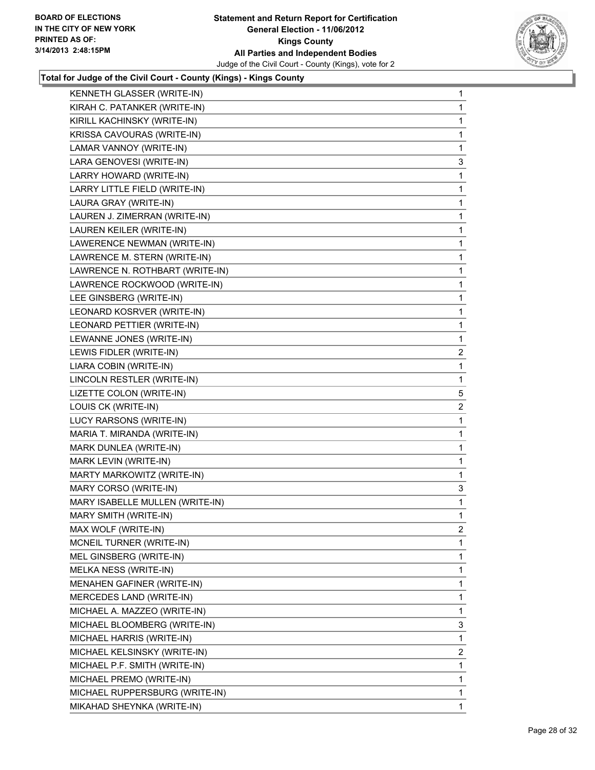**BOARD OF ELECTIONS IN THE CITY OF NEW YORK PRINTED AS OF: 3/14/2013 2:48:15PM**

**Statement and Return Report for Certification General Election - 11/06/2012 Kings County All Parties and Independent Bodies**

Judge of the Civil Court - County (Kings), vote for 2

## Total for Judge of the Civil Court - County (Kings) - Kings County

| | |
|---|---|
| KENNETH GLASSER (WRITE-IN) | 1 |
| KIRAH C. PATANKER (WRITE-IN) | 1 |
| KIRILL KACHINSKY (WRITE-IN) | 1 |
| KRISSA CAVOURAS (WRITE-IN) | 1 |
| LAMAR VANNOY (WRITE-IN) | 1 |
| LARA GENOVESI (WRITE-IN) | 3 |
| LARRY HOWARD (WRITE-IN) | 1 |
| LARRY LITTLE FIELD (WRITE-IN) | 1 |
| LAURA GRAY (WRITE-IN) | 1 |
| LAUREN J. ZIMERRAN (WRITE-IN) | 1 |
| LAUREN KEILER (WRITE-IN) | 1 |
| LAWERENCE NEWMAN (WRITE-IN) | 1 |
| LAWRENCE M. STERN (WRITE-IN) | 1 |
| LAWRENCE N. ROTHBART (WRITE-IN) | 1 |
| LAWRENCE ROCKWOOD (WRITE-IN) | 1 |
| LEE GINSBERG (WRITE-IN) | 1 |
| LEONARD KOSRVER (WRITE-IN) | 1 |
| LEONARD PETTIER (WRITE-IN) | 1 |
| LEWANNE JONES (WRITE-IN) | 1 |
| LEWIS FIDLER (WRITE-IN) | 2 |
| LIARA COBIN (WRITE-IN) | 1 |
| LINCOLN RESTLER (WRITE-IN) | 1 |
| LIZETTE COLON (WRITE-IN) | 5 |
| LOUIS CK (WRITE-IN) | 2 |
| LUCY RARSONS (WRITE-IN) | 1 |
| MARIA T. MIRANDA (WRITE-IN) | 1 |
| MARK DUNLEA (WRITE-IN) | 1 |
| MARK LEVIN (WRITE-IN) | 1 |
| MARTY MARKOWITZ (WRITE-IN) | 1 |
| MARY CORSO (WRITE-IN) | 3 |
| MARY ISABELLE MULLEN (WRITE-IN) | 1 |
| MARY SMITH (WRITE-IN) | 1 |
| MAX WOLF (WRITE-IN) | 2 |
| MCNEIL TURNER (WRITE-IN) | 1 |
| MEL GINSBERG (WRITE-IN) | 1 |
| MELKA NESS (WRITE-IN) | 1 |
| MENAHEN GAFINER (WRITE-IN) | 1 |
| MERCEDES LAND (WRITE-IN) | 1 |
| MICHAEL A. MAZZEO (WRITE-IN) | 1 |
| MICHAEL BLOOMBERG (WRITE-IN) | 3 |
| MICHAEL HARRIS (WRITE-IN) | 1 |
| MICHAEL KELSINSKY (WRITE-IN) | 2 |
| MICHAEL P.F. SMITH (WRITE-IN) | 1 |
| MICHAEL PREMO (WRITE-IN) | 1 |
| MICHAEL RUPPERSBURG (WRITE-IN) | 1 |
| MIKAHAD SHEYNKA (WRITE-IN) | 1 |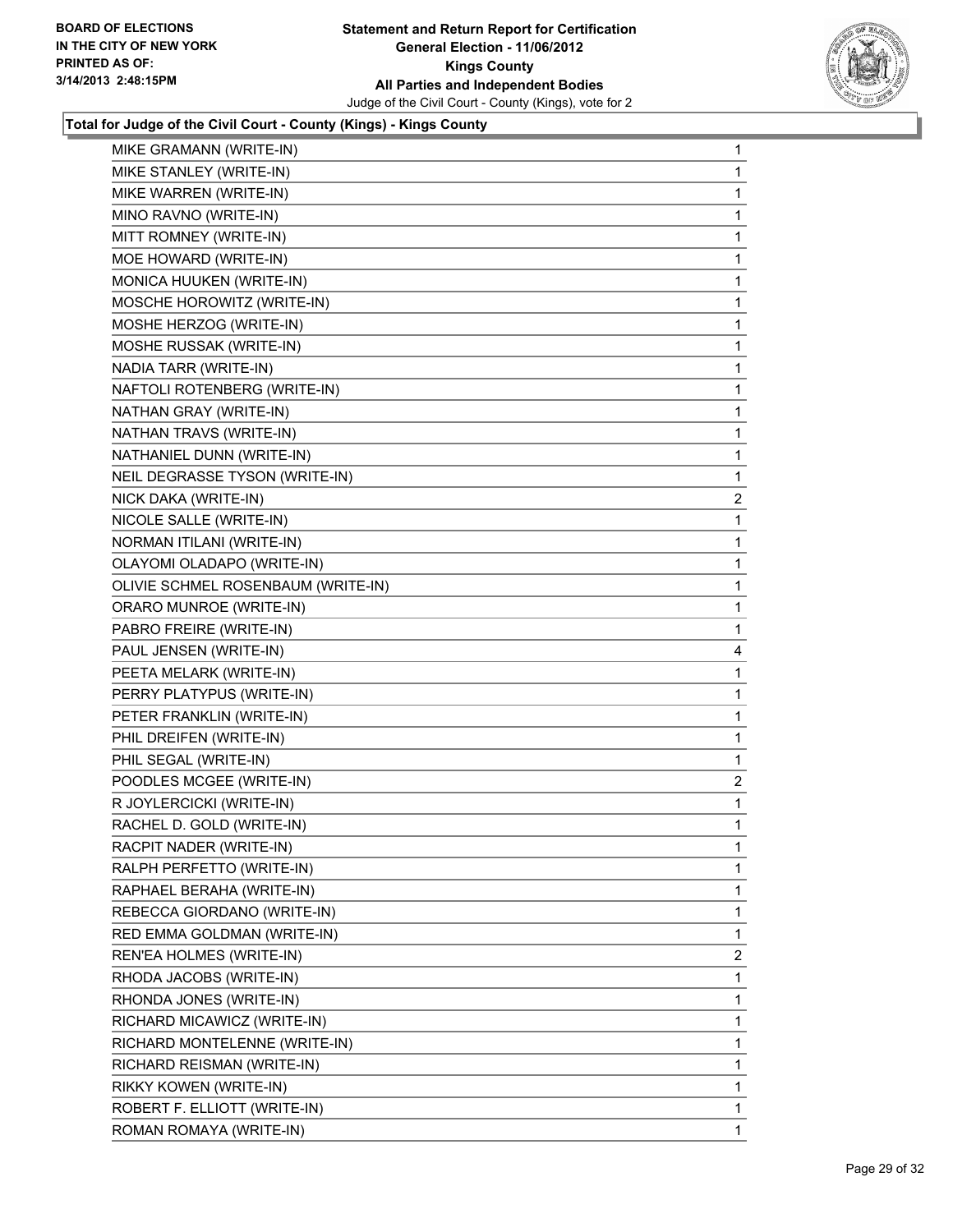BOARD OF ELECTIONS
IN THE CITY OF NEW YORK
PRINTED AS OF:
3/14/2013 2:48:15PM

**Statement and Return Report for Certification**
**General Election - 11/06/2012**
**Kings County**
**All Parties and Independent Bodies**
Judge of the Civil Court - County (Kings), vote for 2

**Total for Judge of the Civil Court - County (Kings) - Kings County**

| | |
|---|---|
| MIKE GRAMANN (WRITE-IN) | 1 |
| MIKE STANLEY (WRITE-IN) | 1 |
| MIKE WARREN (WRITE-IN) | 1 |
| MINO RAVNO (WRITE-IN) | 1 |
| MITT ROMNEY (WRITE-IN) | 1 |
| MOE HOWARD (WRITE-IN) | 1 |
| MONICA HUUKEN (WRITE-IN) | 1 |
| MOSCHE HOROWITZ (WRITE-IN) | 1 |
| MOSHE HERZOG (WRITE-IN) | 1 |
| MOSHE RUSSAK (WRITE-IN) | 1 |
| NADIA TARR (WRITE-IN) | 1 |
| NAFTOLI ROTENBERG (WRITE-IN) | 1 |
| NATHAN GRAY (WRITE-IN) | 1 |
| NATHAN TRAVS (WRITE-IN) | 1 |
| NATHANIEL DUNN (WRITE-IN) | 1 |
| NEIL DEGRASSE TYSON (WRITE-IN) | 1 |
| NICK DAKA (WRITE-IN) | 2 |
| NICOLE SALLE (WRITE-IN) | 1 |
| NORMAN ITILANI (WRITE-IN) | 1 |
| OLAYOMI OLADAPO (WRITE-IN) | 1 |
| OLIVIE SCHMEL ROSENBAUM (WRITE-IN) | 1 |
| ORARO MUNROE (WRITE-IN) | 1 |
| PABRO FREIRE (WRITE-IN) | 1 |
| PAUL JENSEN (WRITE-IN) | 4 |
| PEETA MELARK (WRITE-IN) | 1 |
| PERRY PLATYPUS (WRITE-IN) | 1 |
| PETER FRANKLIN (WRITE-IN) | 1 |
| PHIL DREIFEN (WRITE-IN) | 1 |
| PHIL SEGAL (WRITE-IN) | 1 |
| POODLES MCGEE (WRITE-IN) | 2 |
| R JOYLERCICKI (WRITE-IN) | 1 |
| RACHEL D. GOLD (WRITE-IN) | 1 |
| RACPIT NADER (WRITE-IN) | 1 |
| RALPH PERFETTO (WRITE-IN) | 1 |
| RAPHAEL BERAHA (WRITE-IN) | 1 |
| REBECCA GIORDANO (WRITE-IN) | 1 |
| RED EMMA GOLDMAN (WRITE-IN) | 1 |
| REN'EA HOLMES (WRITE-IN) | 2 |
| RHODA JACOBS (WRITE-IN) | 1 |
| RHONDA JONES (WRITE-IN) | 1 |
| RICHARD MICAWICZ (WRITE-IN) | 1 |
| RICHARD MONTELENNE (WRITE-IN) | 1 |
| RICHARD REISMAN (WRITE-IN) | 1 |
| RIKKY KOWEN (WRITE-IN) | 1 |
| ROBERT F. ELLIOTT (WRITE-IN) | 1 |
| ROMAN ROMAYA (WRITE-IN) | 1 |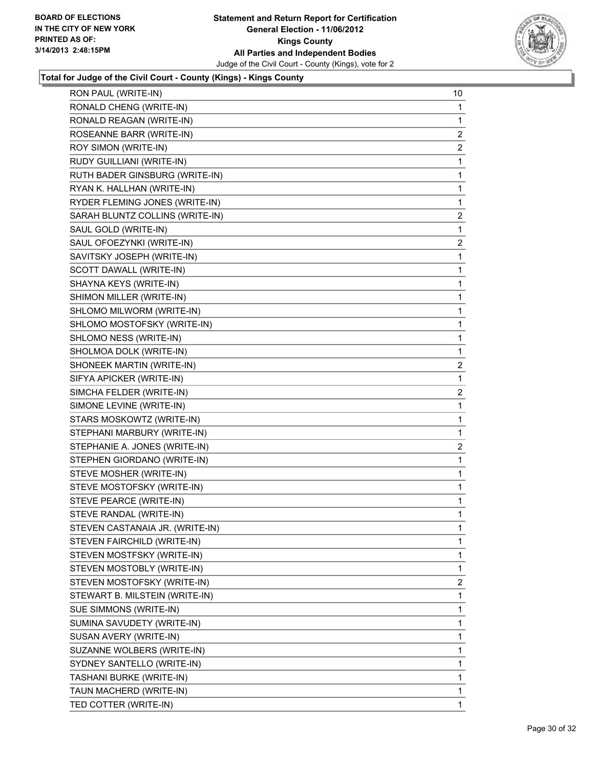**BOARD OF ELECTIONS IN THE CITY OF NEW YORK PRINTED AS OF: 3/14/2013 2:48:15PM**

**Statement and Return Report for Certification**
**General Election - 11/06/2012**
**Kings County**
**All Parties and Independent Bodies**
Judge of the Civil Court - County (Kings), vote for 2

### Total for Judge of the Civil Court - County (Kings) - Kings County

| | |
|---|---|
| RON PAUL (WRITE-IN) | 10 |
| RONALD CHENG (WRITE-IN) | 1 |
| RONALD REAGAN (WRITE-IN) | 1 |
| ROSEANNE BARR (WRITE-IN) | 2 |
| ROY SIMON (WRITE-IN) | 2 |
| RUDY GUILLIANI (WRITE-IN) | 1 |
| RUTH BADER GINSBURG (WRITE-IN) | 1 |
| RYAN K. HALLHAN (WRITE-IN) | 1 |
| RYDER FLEMING JONES (WRITE-IN) | 1 |
| SARAH BLUNTZ COLLINS (WRITE-IN) | 2 |
| SAUL GOLD (WRITE-IN) | 1 |
| SAUL OFOEZYNKI (WRITE-IN) | 2 |
| SAVITSKY JOSEPH (WRITE-IN) | 1 |
| SCOTT DAWALL (WRITE-IN) | 1 |
| SHAYNA KEYS (WRITE-IN) | 1 |
| SHIMON MILLER (WRITE-IN) | 1 |
| SHLOMO MILWORM (WRITE-IN) | 1 |
| SHLOMO MOSTOFSKY (WRITE-IN) | 1 |
| SHLOMO NESS (WRITE-IN) | 1 |
| SHOLMOA DOLK (WRITE-IN) | 1 |
| SHONEEK MARTIN (WRITE-IN) | 2 |
| SIFYA APICKER (WRITE-IN) | 1 |
| SIMCHA FELDER (WRITE-IN) | 2 |
| SIMONE LEVINE (WRITE-IN) | 1 |
| STARS MOSKOWTZ (WRITE-IN) | 1 |
| STEPHANI MARBURY (WRITE-IN) | 1 |
| STEPHANIE A. JONES (WRITE-IN) | 2 |
| STEPHEN GIORDANO (WRITE-IN) | 1 |
| STEVE MOSHER (WRITE-IN) | 1 |
| STEVE MOSTOFSKY (WRITE-IN) | 1 |
| STEVE PEARCE (WRITE-IN) | 1 |
| STEVE RANDAL (WRITE-IN) | 1 |
| STEVEN CASTANAIA JR. (WRITE-IN) | 1 |
| STEVEN FAIRCHILD (WRITE-IN) | 1 |
| STEVEN MOSTFSKY (WRITE-IN) | 1 |
| STEVEN MOSTOBLY (WRITE-IN) | 1 |
| STEVEN MOSTOFSKY (WRITE-IN) | 2 |
| STEWART B. MILSTEIN (WRITE-IN) | 1 |
| SUE SIMMONS (WRITE-IN) | 1 |
| SUMINA SAVUDETY (WRITE-IN) | 1 |
| SUSAN AVERY (WRITE-IN) | 1 |
| SUZANNE WOLBERS (WRITE-IN) | 1 |
| SYDNEY SANTELLO (WRITE-IN) | 1 |
| TASHANI BURKE (WRITE-IN) | 1 |
| TAUN MACHERD (WRITE-IN) | 1 |
| TED COTTER (WRITE-IN) | 1 |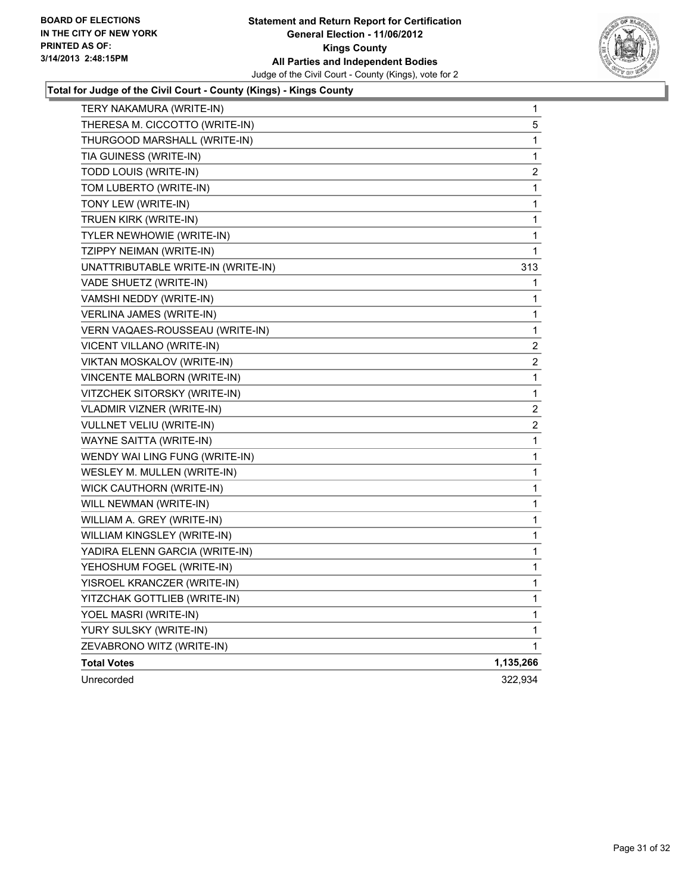BOARD OF ELECTIONS
IN THE CITY OF NEW YORK
PRINTED AS OF:
3/14/2013 2:48:15PM

**Statement and Return Report for Certification**
**General Election - 11/06/2012**
**Kings County**
**All Parties and Independent Bodies**
Judge of the Civil Court - County (Kings), vote for 2

### Total for Judge of the Civil Court - County (Kings) - Kings County

| | |
|---|---|
| TERY NAKAMURA (WRITE-IN) | 1 |
| THERESA M. CICCOTTO (WRITE-IN) | 5 |
| THURGOOD MARSHALL (WRITE-IN) | 1 |
| TIA GUINESS (WRITE-IN) | 1 |
| TODD LOUIS (WRITE-IN) | 2 |
| TOM LUBERTO (WRITE-IN) | 1 |
| TONY LEW (WRITE-IN) | 1 |
| TRUEN KIRK (WRITE-IN) | 1 |
| TYLER NEWHOWIE (WRITE-IN) | 1 |
| TZIPPY NEIMAN (WRITE-IN) | 1 |
| UNATTRIBUTABLE WRITE-IN (WRITE-IN) | 313 |
| VADE SHUETZ (WRITE-IN) | 1 |
| VAMSHI NEDDY (WRITE-IN) | 1 |
| VERLINA JAMES (WRITE-IN) | 1 |
| VERN VAQAES-ROUSSEAU (WRITE-IN) | 1 |
| VICENT VILLANO (WRITE-IN) | 2 |
| VIKTAN MOSKALOV (WRITE-IN) | 2 |
| VINCENTE MALBORN (WRITE-IN) | 1 |
| VITZCHEK SITORSKY (WRITE-IN) | 1 |
| VLADMIR VIZNER (WRITE-IN) | 2 |
| VULLNET VELIU (WRITE-IN) | 2 |
| WAYNE SAITTA (WRITE-IN) | 1 |
| WENDY WAI LING FUNG (WRITE-IN) | 1 |
| WESLEY M. MULLEN (WRITE-IN) | 1 |
| WICK CAUTHORN (WRITE-IN) | 1 |
| WILL NEWMAN (WRITE-IN) | 1 |
| WILLIAM A. GREY (WRITE-IN) | 1 |
| WILLIAM KINGSLEY (WRITE-IN) | 1 |
| YADIRA ELENN GARCIA (WRITE-IN) | 1 |
| YEHOSHUM FOGEL (WRITE-IN) | 1 |
| YISROEL KRANCZER (WRITE-IN) | 1 |
| YITZCHAK GOTTLIEB (WRITE-IN) | 1 |
| YOEL MASRI (WRITE-IN) | 1 |
| YURY SULSKY (WRITE-IN) | 1 |
| ZEVABRONO WITZ (WRITE-IN) | 1 |
| **Total Votes** | **1,135,266** |
| Unrecorded | 322,934 |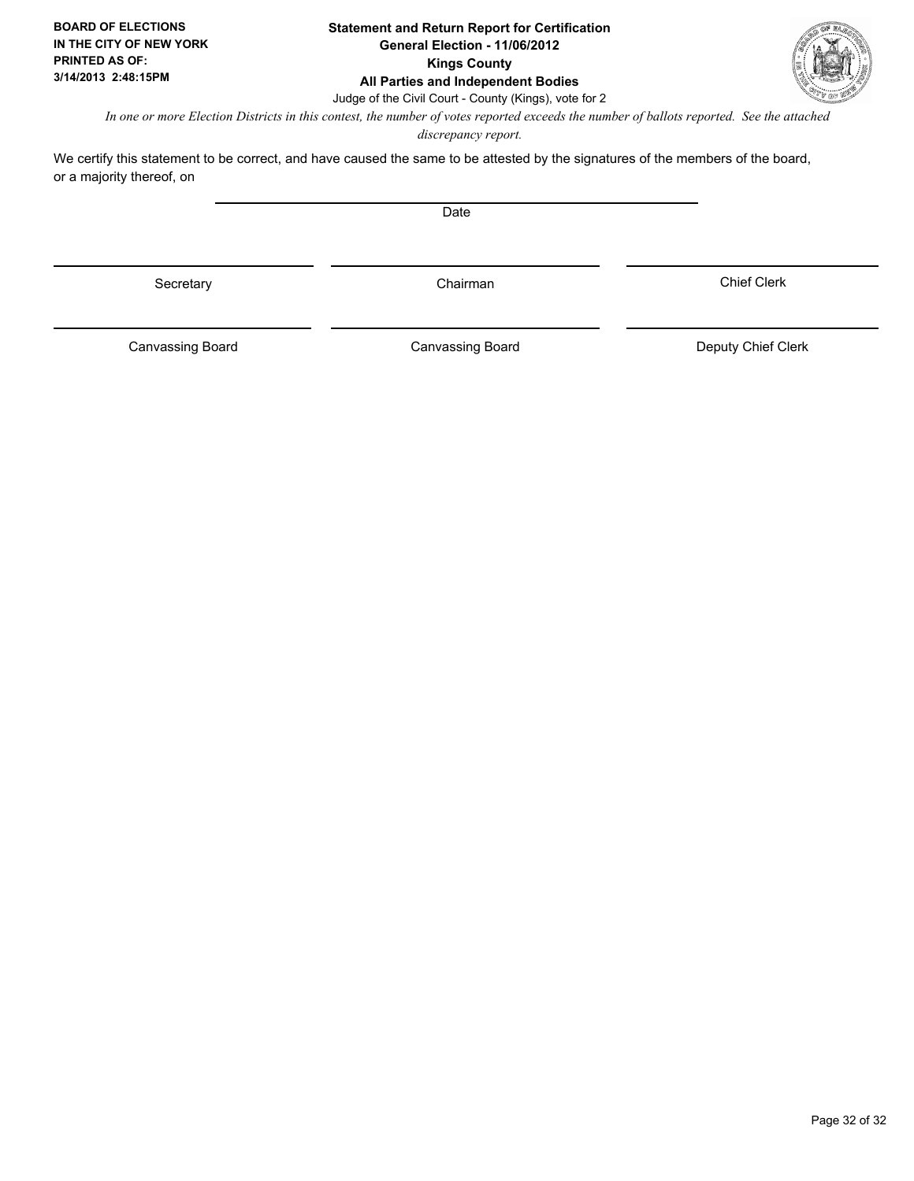**BOARD OF ELECTIONS IN THE CITY OF NEW YORK**
**PRINTED AS OF:**
**3/14/2013 2:48:15PM**

**Statement and Return Report for Certification**
**General Election - 11/06/2012**
**Kings County**
**All Parties and Independent Bodies**

Judge of the Civil Court - County (Kings), vote for 2

*In one or more Election Districts in this contest, the number of votes reported exceeds the number of ballots reported. See the attached discrepancy report.*

We certify this statement to be correct, and have caused the same to be attested by the signatures of the members of the board, or a majority thereof, on

\_\_\_\_\_\_\_\_\_\_\_\_\_\_\_\_\_\_\_\_\_\_\_\_\_\_\_\_\_\_\_\_\_\_\_\_\_\_\_\_
Date

| | | |
|---|---|---|
| Secretary | Chairman | Chief Clerk |
| Canvassing Board | Canvassing Board | Deputy Chief Clerk |